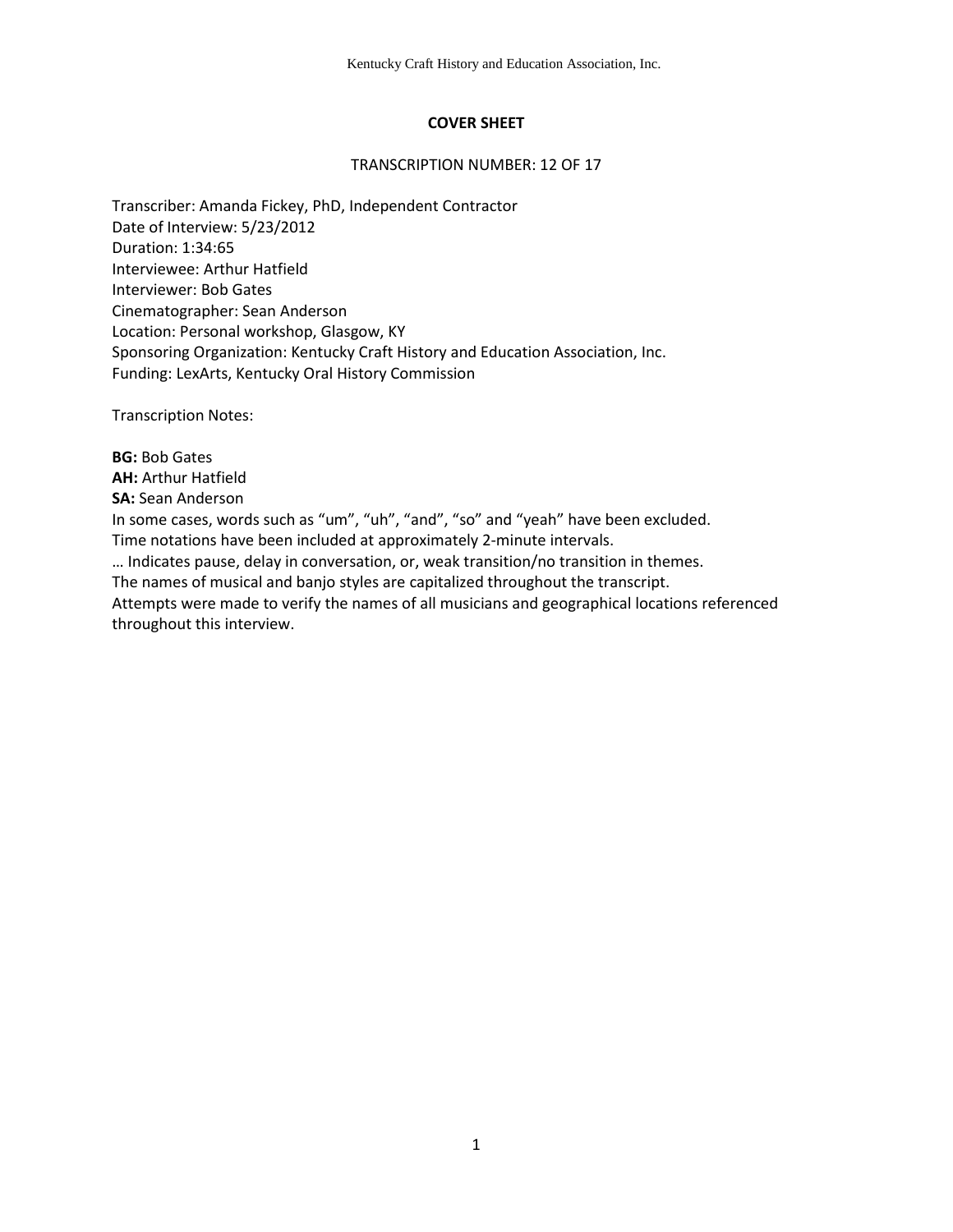**COVER SHEET**

TRANSCRIPTION NUMBER: 12 OF 17

Transcriber: Amanda Fickey, PhD, Independent Contractor
Date of Interview: 5/23/2012
Duration: 1:34:65
Interviewee: Arthur Hatfield
Interviewer: Bob Gates
Cinematographer: Sean Anderson
Location: Personal workshop, Glasgow, KY
Sponsoring Organization: Kentucky Craft History and Education Association, Inc.
Funding: LexArts, Kentucky Oral History Commission

Transcription Notes:

**BG:** Bob Gates
**AH:** Arthur Hatfield
**SA:** Sean Anderson
In some cases, words such as “um”, “uh”, “and”, “so” and “yeah” have been excluded.
Time notations have been included at approximately 2-minute intervals.
… Indicates pause, delay in conversation, or, weak transition/no transition in themes.
The names of musical and banjo styles are capitalized throughout the transcript.
Attempts were made to verify the names of all musicians and geographical locations referenced throughout this interview.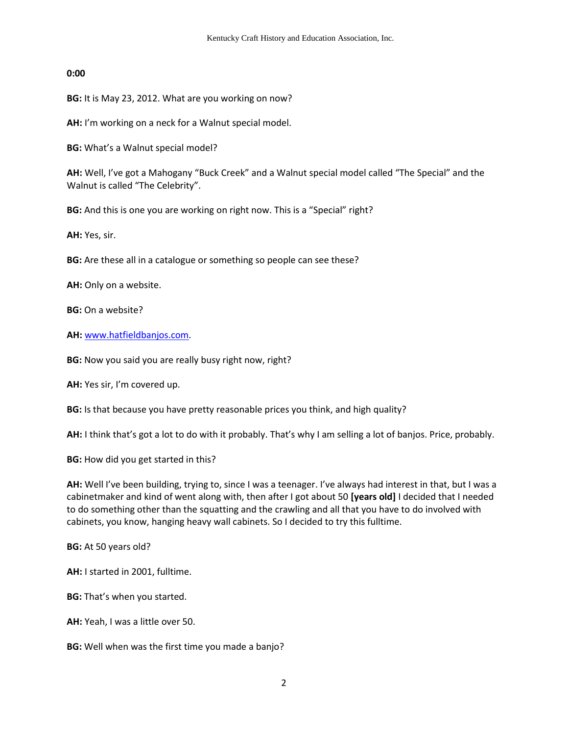**0:00**

**BG:** It is May 23, 2012. What are you working on now?

**AH:** I'm working on a neck for a Walnut special model.

**BG:** What's a Walnut special model?

**AH:** Well, I've got a Mahogany "Buck Creek" and a Walnut special model called "The Special" and the Walnut is called "The Celebrity".

**BG:** And this is one you are working on right now. This is a "Special" right?

**AH:** Yes, sir.

**BG:** Are these all in a catalogue or something so people can see these?

**AH:** Only on a website.

**BG:** On a website?

**AH:** www.hatfieldbanjos.com.

**BG:** Now you said you are really busy right now, right?

**AH:** Yes sir, I'm covered up.

**BG:** Is that because you have pretty reasonable prices you think, and high quality?

**AH:** I think that's got a lot to do with it probably. That's why I am selling a lot of banjos. Price, probably.

**BG:** How did you get started in this?

**AH:** Well I've been building, trying to, since I was a teenager. I've always had interest in that, but I was a cabinetmaker and kind of went along with, then after I got about 50 **[years old]** I decided that I needed to do something other than the squatting and the crawling and all that you have to do involved with cabinets, you know, hanging heavy wall cabinets. So I decided to try this fulltime.

**BG:** At 50 years old?

**AH:** I started in 2001, fulltime.

**BG:** That's when you started.

**AH:** Yeah, I was a little over 50.

**BG:** Well when was the first time you made a banjo?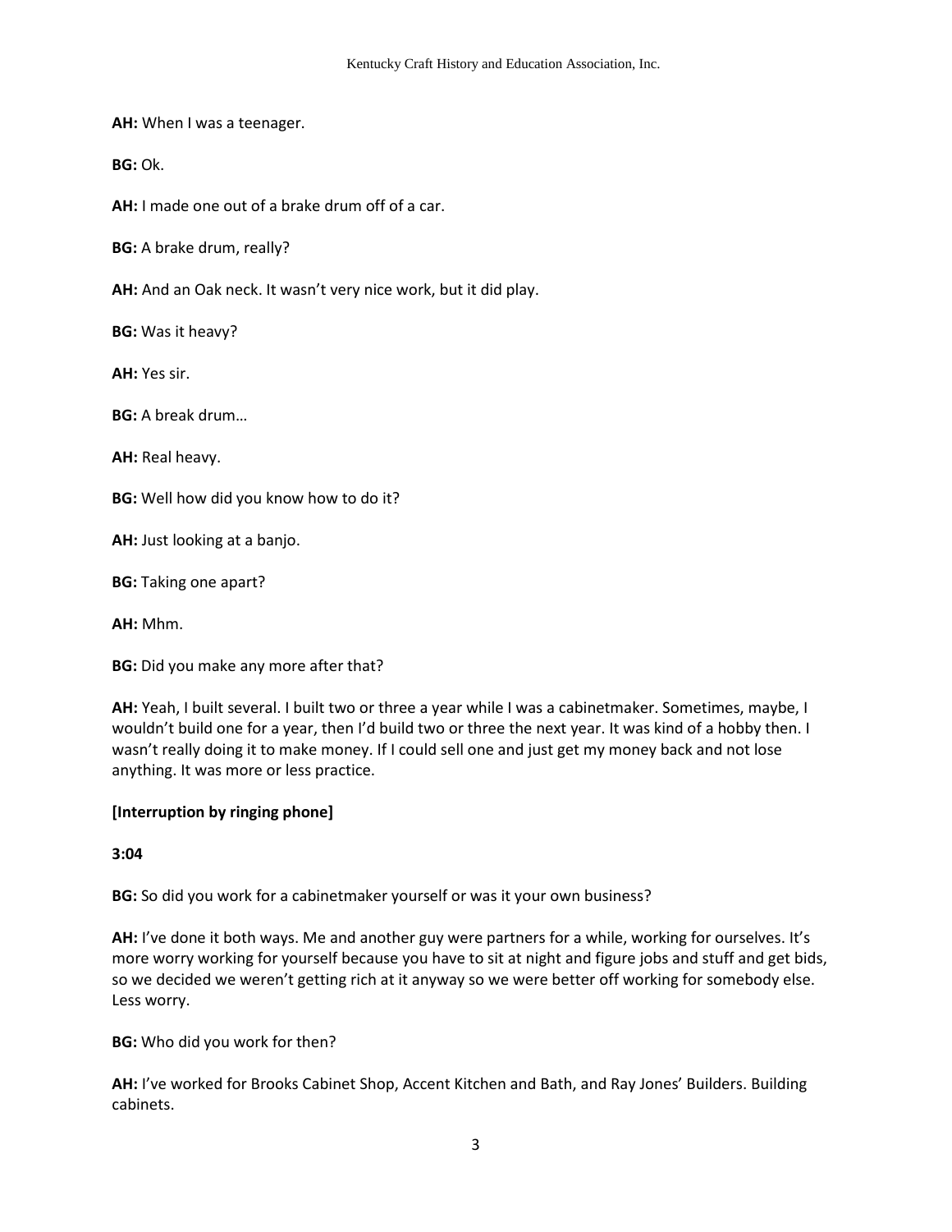**AH:** When I was a teenager.

**BG:** Ok.

**AH:** I made one out of a brake drum off of a car.

**BG:** A brake drum, really?

**AH:** And an Oak neck. It wasn't very nice work, but it did play.

**BG:** Was it heavy?

**AH:** Yes sir.

**BG:** A break drum…

**AH:** Real heavy.

**BG:** Well how did you know how to do it?

**AH:** Just looking at a banjo.

**BG:** Taking one apart?

**AH:** Mhm.

**BG:** Did you make any more after that?

**AH:** Yeah, I built several. I built two or three a year while I was a cabinetmaker. Sometimes, maybe, I wouldn't build one for a year, then I'd build two or three the next year. It was kind of a hobby then. I wasn't really doing it to make money. If I could sell one and just get my money back and not lose anything. It was more or less practice.

**[Interruption by ringing phone]**

**3:04**

**BG:** So did you work for a cabinetmaker yourself or was it your own business?

**AH:** I've done it both ways. Me and another guy were partners for a while, working for ourselves. It's more worry working for yourself because you have to sit at night and figure jobs and stuff and get bids, so we decided we weren't getting rich at it anyway so we were better off working for somebody else. Less worry.

**BG:** Who did you work for then?

**AH:** I've worked for Brooks Cabinet Shop, Accent Kitchen and Bath, and Ray Jones' Builders. Building cabinets.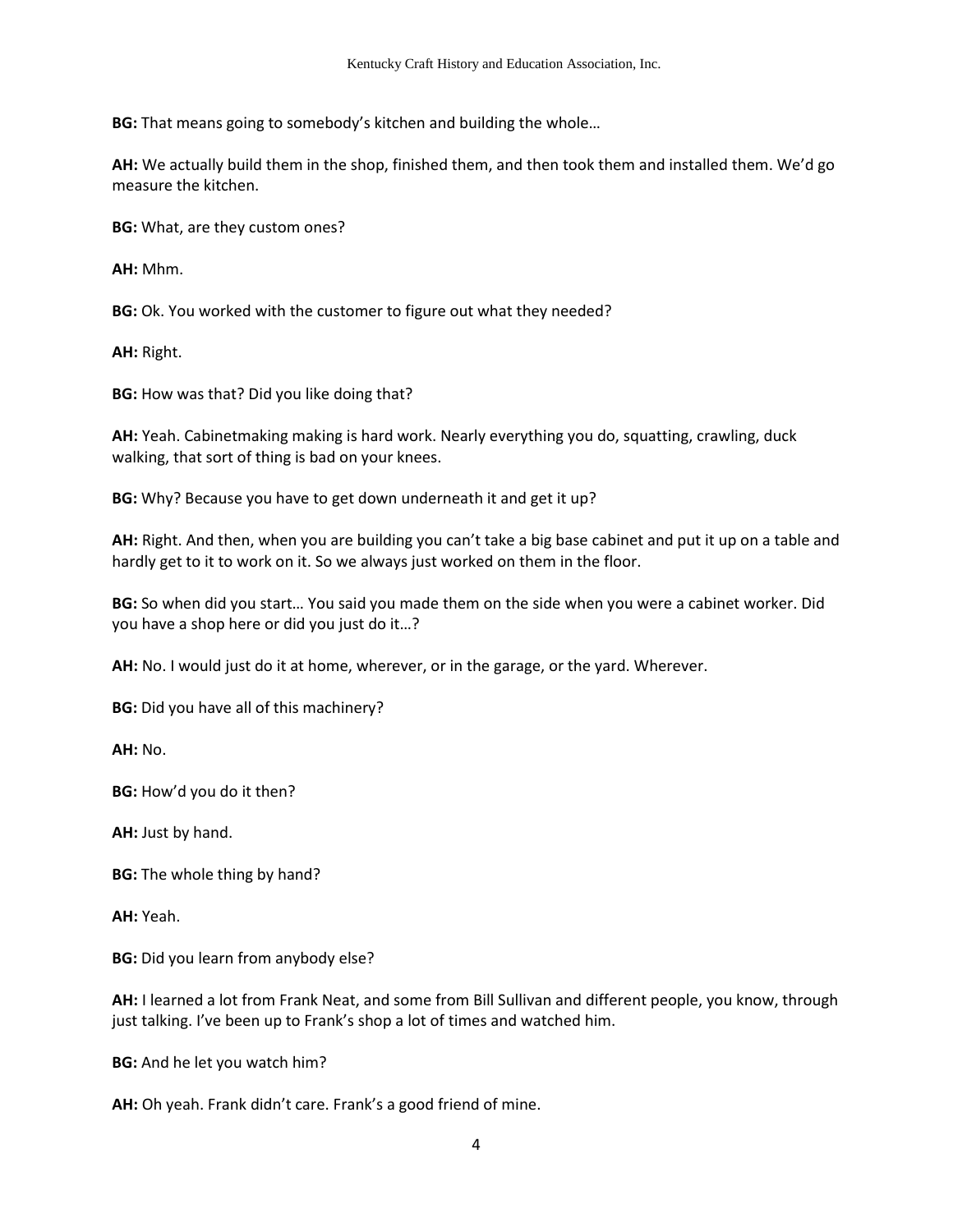**BG:** That means going to somebody's kitchen and building the whole…

**AH:** We actually build them in the shop, finished them, and then took them and installed them. We'd go measure the kitchen.

**BG:** What, are they custom ones?

**AH:** Mhm.

**BG:** Ok. You worked with the customer to figure out what they needed?

**AH:** Right.

**BG:** How was that? Did you like doing that?

**AH:** Yeah. Cabinetmaking making is hard work. Nearly everything you do, squatting, crawling, duck walking, that sort of thing is bad on your knees.

**BG:** Why? Because you have to get down underneath it and get it up?

**AH:** Right. And then, when you are building you can't take a big base cabinet and put it up on a table and hardly get to it to work on it. So we always just worked on them in the floor.

**BG:** So when did you start… You said you made them on the side when you were a cabinet worker. Did you have a shop here or did you just do it…?

**AH:** No. I would just do it at home, wherever, or in the garage, or the yard. Wherever.

**BG:** Did you have all of this machinery?

**AH:** No.

**BG:** How'd you do it then?

**AH:** Just by hand.

**BG:** The whole thing by hand?

**AH:** Yeah.

**BG:** Did you learn from anybody else?

**AH:** I learned a lot from Frank Neat, and some from Bill Sullivan and different people, you know, through just talking. I've been up to Frank's shop a lot of times and watched him.

**BG:** And he let you watch him?

**AH:** Oh yeah. Frank didn't care. Frank's a good friend of mine.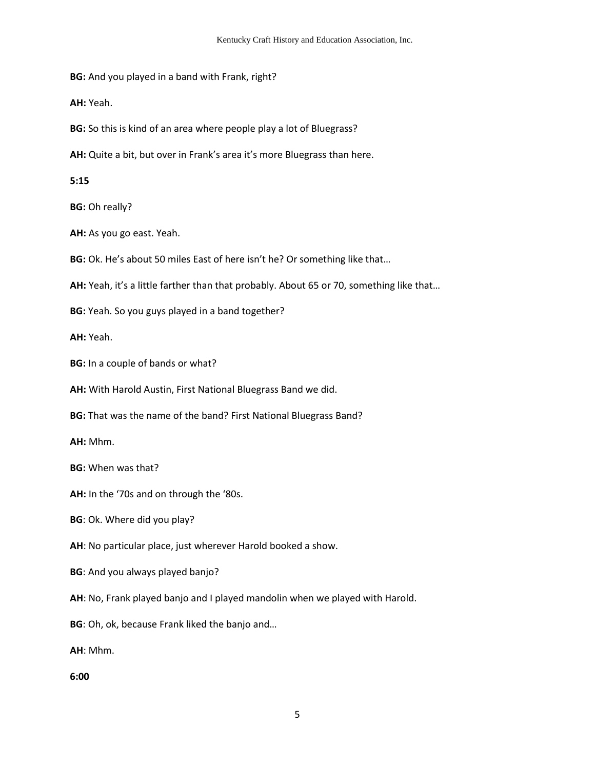**BG:** And you played in a band with Frank, right?

**AH:** Yeah.

**BG:** So this is kind of an area where people play a lot of Bluegrass?

**AH:** Quite a bit, but over in Frank's area it's more Bluegrass than here.

**5:15**

**BG:** Oh really?

**AH:** As you go east. Yeah.

**BG:** Ok. He's about 50 miles East of here isn't he? Or something like that…

**AH:** Yeah, it's a little farther than that probably. About 65 or 70, something like that…

**BG:** Yeah. So you guys played in a band together?

**AH:** Yeah.

**BG:** In a couple of bands or what?

**AH:** With Harold Austin, First National Bluegrass Band we did.

**BG:** That was the name of the band? First National Bluegrass Band?

**AH:** Mhm.

**BG:** When was that?

**AH:** In the '70s and on through the '80s.

**BG**: Ok. Where did you play?

**AH**: No particular place, just wherever Harold booked a show.

**BG**: And you always played banjo?

**AH**: No, Frank played banjo and I played mandolin when we played with Harold.

**BG**: Oh, ok, because Frank liked the banjo and…

**AH**: Mhm.

**6:00**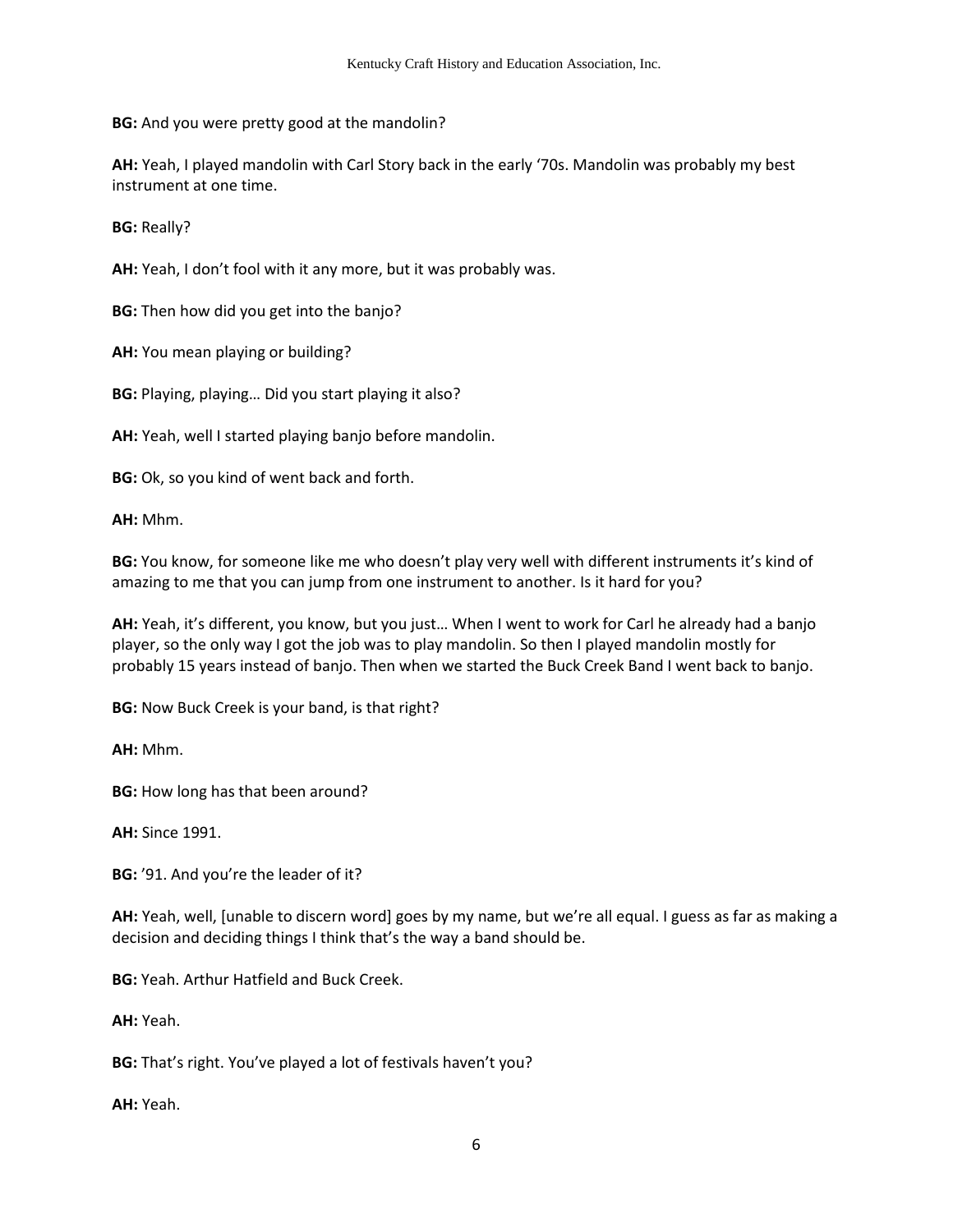**BG:** And you were pretty good at the mandolin?

**AH:** Yeah, I played mandolin with Carl Story back in the early '70s. Mandolin was probably my best instrument at one time.

**BG:** Really?

**AH:** Yeah, I don't fool with it any more, but it was probably was.

**BG:** Then how did you get into the banjo?

**AH:** You mean playing or building?

**BG:** Playing, playing… Did you start playing it also?

**AH:** Yeah, well I started playing banjo before mandolin.

**BG:** Ok, so you kind of went back and forth.

**AH:** Mhm.

**BG:** You know, for someone like me who doesn't play very well with different instruments it's kind of amazing to me that you can jump from one instrument to another. Is it hard for you?

**AH:** Yeah, it's different, you know, but you just… When I went to work for Carl he already had a banjo player, so the only way I got the job was to play mandolin. So then I played mandolin mostly for probably 15 years instead of banjo. Then when we started the Buck Creek Band I went back to banjo.

**BG:** Now Buck Creek is your band, is that right?

**AH:** Mhm.

**BG:** How long has that been around?

**AH:** Since 1991.

**BG:** '91. And you're the leader of it?

**AH:** Yeah, well, [unable to discern word] goes by my name, but we're all equal. I guess as far as making a decision and deciding things I think that's the way a band should be.

**BG:** Yeah. Arthur Hatfield and Buck Creek.

**AH:** Yeah.

**BG:** That's right. You've played a lot of festivals haven't you?

**AH:** Yeah.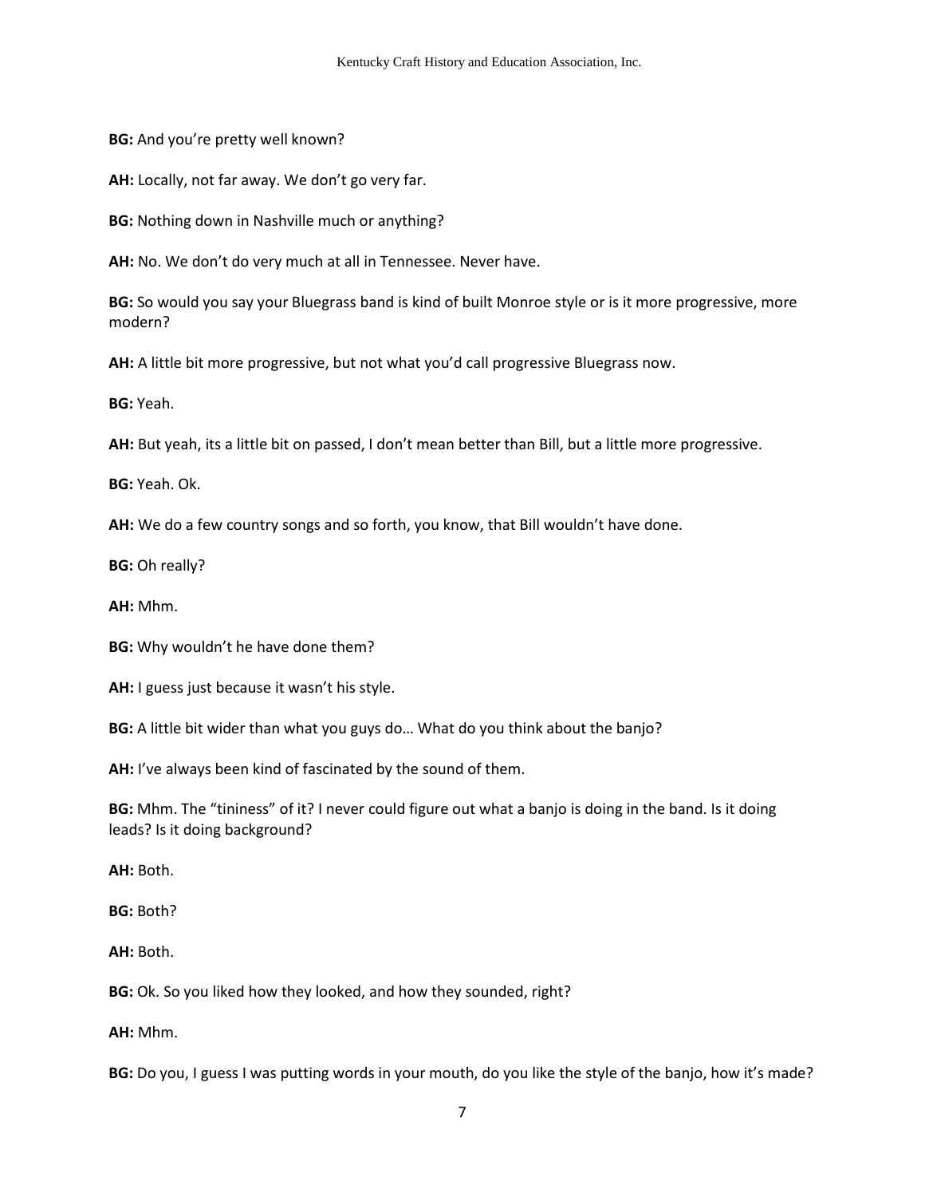**BG:** And you're pretty well known?

**AH:** Locally, not far away. We don't go very far.

**BG:** Nothing down in Nashville much or anything?

**AH:** No. We don't do very much at all in Tennessee. Never have.

**BG:** So would you say your Bluegrass band is kind of built Monroe style or is it more progressive, more modern?

**AH:** A little bit more progressive, but not what you'd call progressive Bluegrass now.

**BG:** Yeah.

**AH:** But yeah, its a little bit on passed, I don't mean better than Bill, but a little more progressive.

**BG:** Yeah. Ok.

**AH:** We do a few country songs and so forth, you know, that Bill wouldn't have done.

**BG:** Oh really?

**AH:** Mhm.

**BG:** Why wouldn't he have done them?

**AH:** I guess just because it wasn't his style.

**BG:** A little bit wider than what you guys do… What do you think about the banjo?

**AH:** I've always been kind of fascinated by the sound of them.

**BG:** Mhm. The "tininess" of it? I never could figure out what a banjo is doing in the band. Is it doing leads? Is it doing background?

**AH:** Both.

**BG:** Both?

**AH:** Both.

**BG:** Ok. So you liked how they looked, and how they sounded, right?

**AH:** Mhm.

**BG:** Do you, I guess I was putting words in your mouth, do you like the style of the banjo, how it's made?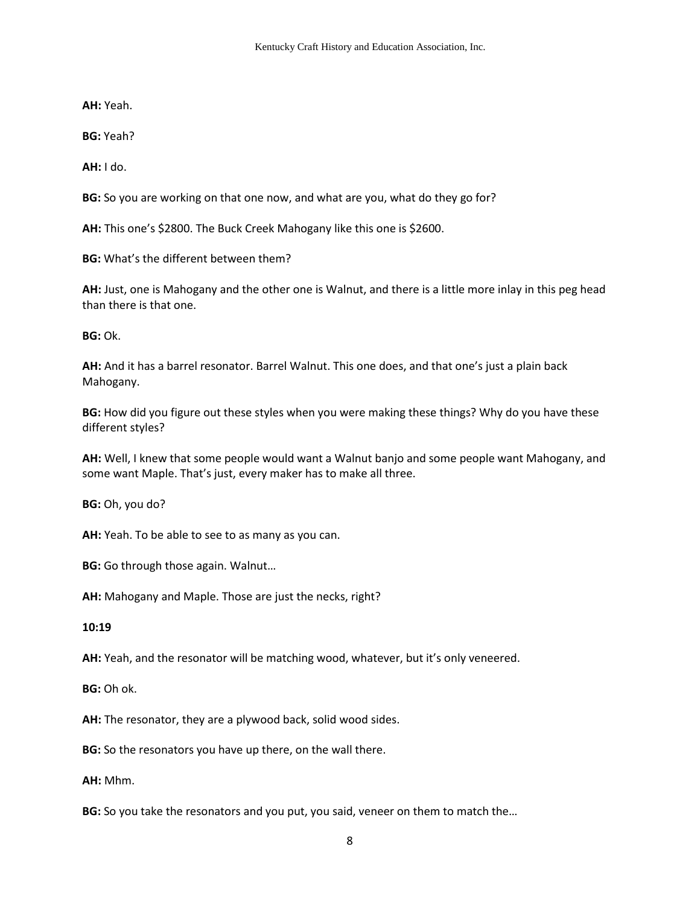**AH:** Yeah.

**BG:** Yeah?

**AH:** I do.

**BG:** So you are working on that one now, and what are you, what do they go for?

**AH:** This one's $2800. The Buck Creek Mahogany like this one is $2600.

**BG:** What's the different between them?

**AH:** Just, one is Mahogany and the other one is Walnut, and there is a little more inlay in this peg head than there is that one.

**BG:** Ok.

**AH:** And it has a barrel resonator. Barrel Walnut. This one does, and that one's just a plain back Mahogany.

**BG:** How did you figure out these styles when you were making these things? Why do you have these different styles?

**AH:** Well, I knew that some people would want a Walnut banjo and some people want Mahogany, and some want Maple. That's just, every maker has to make all three.

**BG:** Oh, you do?

**AH:** Yeah. To be able to see to as many as you can.

**BG:** Go through those again. Walnut…

**AH:** Mahogany and Maple. Those are just the necks, right?

**10:19**

**AH:** Yeah, and the resonator will be matching wood, whatever, but it's only veneered.

**BG:** Oh ok.

**AH:** The resonator, they are a plywood back, solid wood sides.

**BG:** So the resonators you have up there, on the wall there.

**AH:** Mhm.

**BG:** So you take the resonators and you put, you said, veneer on them to match the…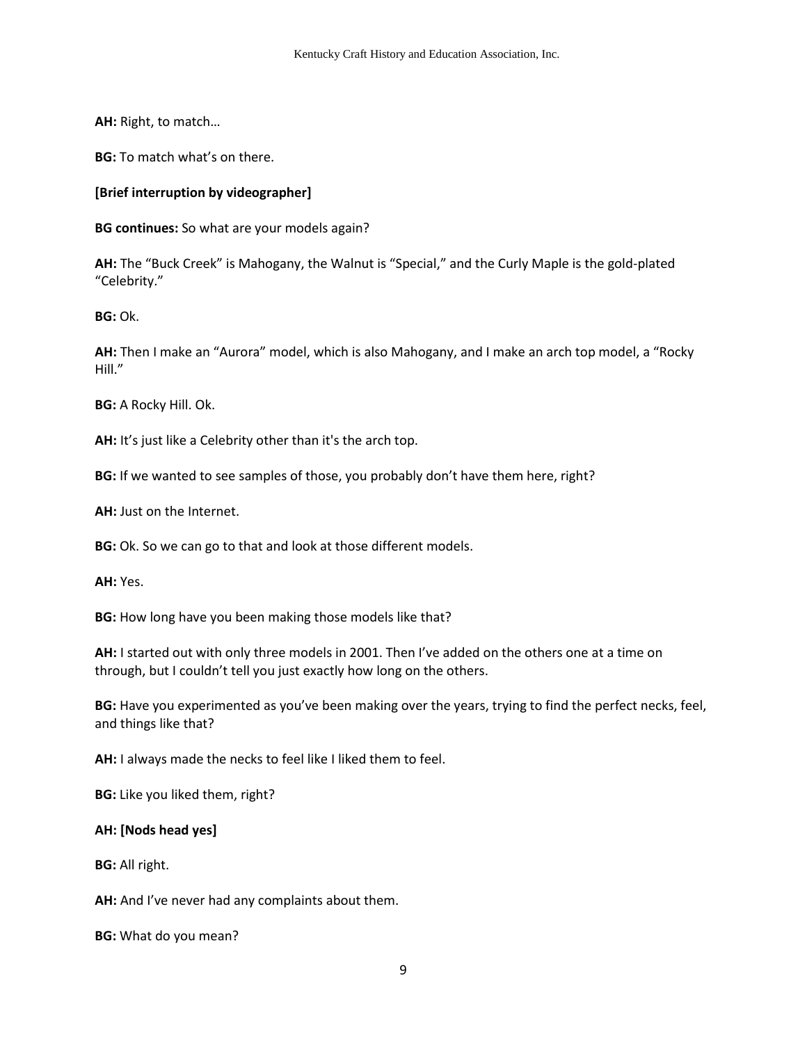**AH:** Right, to match…

**BG:** To match what's on there.

**[Brief interruption by videographer]**

**BG continues:** So what are your models again?

**AH:** The "Buck Creek" is Mahogany, the Walnut is "Special," and the Curly Maple is the gold-plated "Celebrity."

**BG:** Ok.

**AH:** Then I make an "Aurora" model, which is also Mahogany, and I make an arch top model, a "Rocky Hill."

**BG:** A Rocky Hill. Ok.

**AH:** It's just like a Celebrity other than it's the arch top.

**BG:** If we wanted to see samples of those, you probably don't have them here, right?

**AH:** Just on the Internet.

**BG:** Ok. So we can go to that and look at those different models.

**AH:** Yes.

**BG:** How long have you been making those models like that?

**AH:** I started out with only three models in 2001. Then I've added on the others one at a time on through, but I couldn't tell you just exactly how long on the others.

**BG:** Have you experimented as you've been making over the years, trying to find the perfect necks, feel, and things like that?

**AH:** I always made the necks to feel like I liked them to feel.

**BG:** Like you liked them, right?

**AH: [Nods head yes]**

**BG:** All right.

**AH:** And I've never had any complaints about them.

**BG:** What do you mean?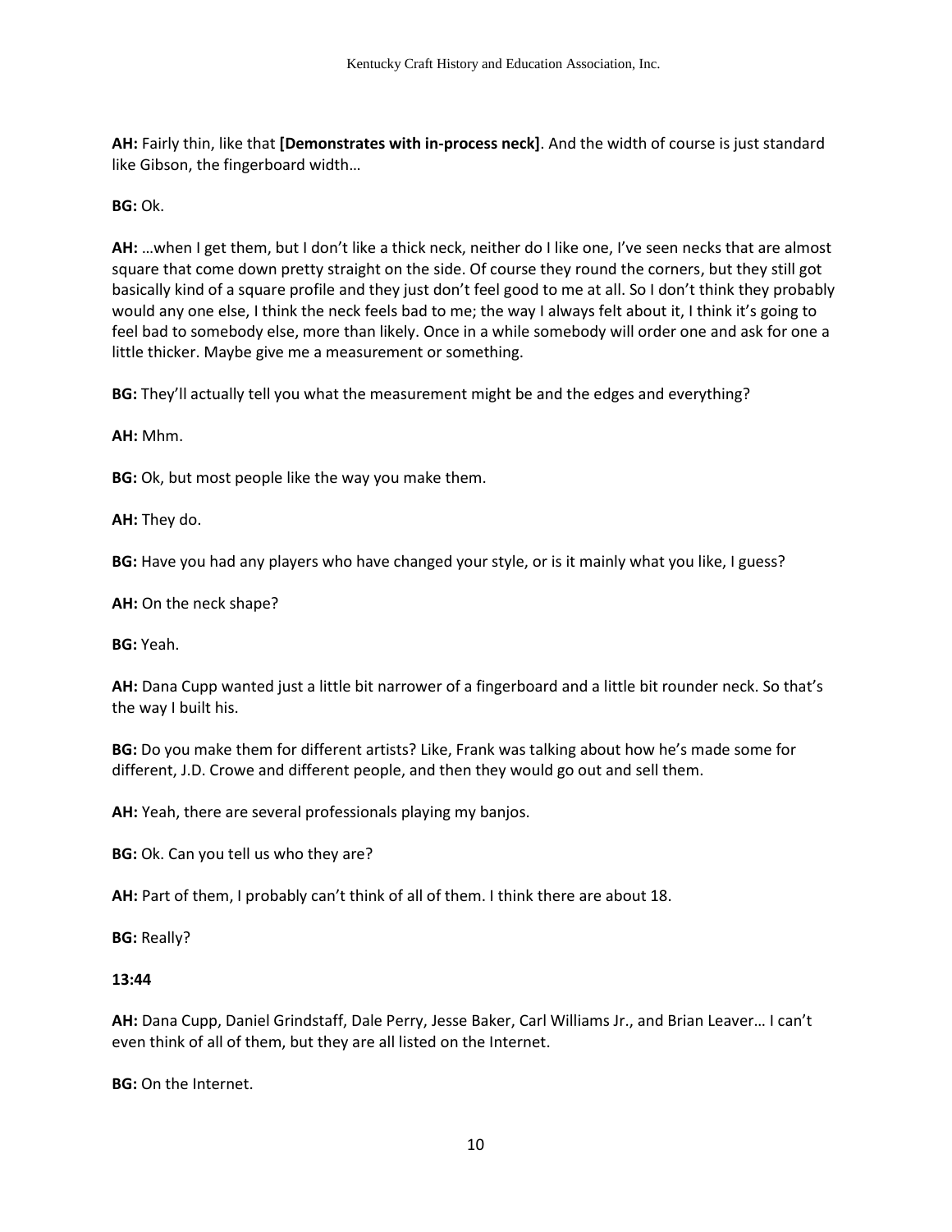**AH:** Fairly thin, like that **[Demonstrates with in-process neck]**. And the width of course is just standard like Gibson, the fingerboard width…

**BG:** Ok.

**AH:** …when I get them, but I don't like a thick neck, neither do I like one, I've seen necks that are almost square that come down pretty straight on the side. Of course they round the corners, but they still got basically kind of a square profile and they just don't feel good to me at all. So I don't think they probably would any one else, I think the neck feels bad to me; the way I always felt about it, I think it's going to feel bad to somebody else, more than likely. Once in a while somebody will order one and ask for one a little thicker. Maybe give me a measurement or something.

**BG:** They'll actually tell you what the measurement might be and the edges and everything?

**AH:** Mhm.

**BG:** Ok, but most people like the way you make them.

**AH:** They do.

**BG:** Have you had any players who have changed your style, or is it mainly what you like, I guess?

**AH:** On the neck shape?

**BG:** Yeah.

**AH:** Dana Cupp wanted just a little bit narrower of a fingerboard and a little bit rounder neck. So that's the way I built his.

**BG:** Do you make them for different artists? Like, Frank was talking about how he's made some for different, J.D. Crowe and different people, and then they would go out and sell them.

**AH:** Yeah, there are several professionals playing my banjos.

**BG:** Ok. Can you tell us who they are?

**AH:** Part of them, I probably can't think of all of them. I think there are about 18.

**BG:** Really?

**13:44**

**AH:** Dana Cupp, Daniel Grindstaff, Dale Perry, Jesse Baker, Carl Williams Jr., and Brian Leaver… I can't even think of all of them, but they are all listed on the Internet.

**BG:** On the Internet.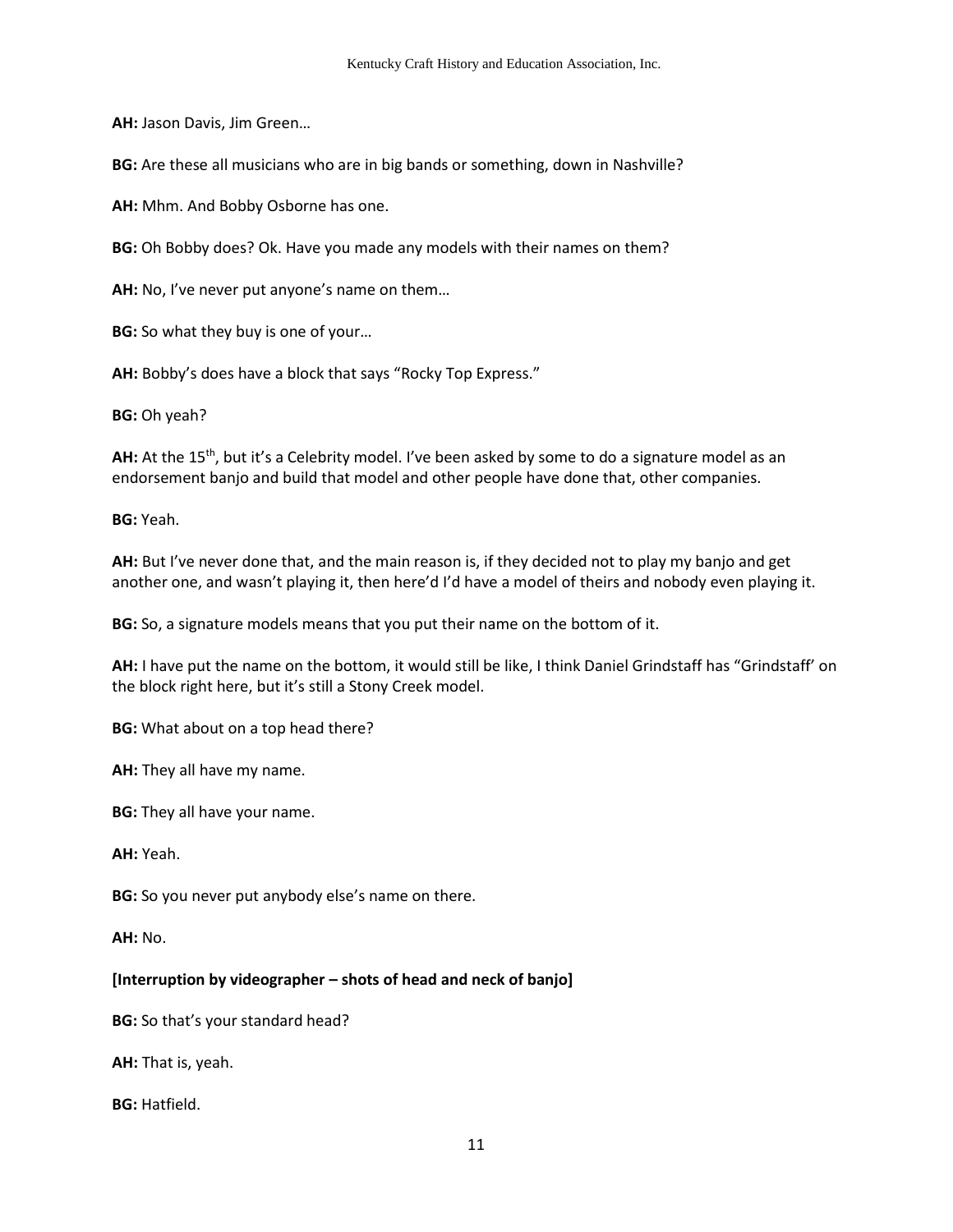**AH:** Jason Davis, Jim Green…

**BG:** Are these all musicians who are in big bands or something, down in Nashville?

**AH:** Mhm. And Bobby Osborne has one.

**BG:** Oh Bobby does? Ok. Have you made any models with their names on them?

**AH:** No, I've never put anyone's name on them…

**BG:** So what they buy is one of your…

**AH:** Bobby's does have a block that says "Rocky Top Express."

**BG:** Oh yeah?

**AH:** At the 15th, but it's a Celebrity model. I've been asked by some to do a signature model as an endorsement banjo and build that model and other people have done that, other companies.

**BG:** Yeah.

**AH:** But I've never done that, and the main reason is, if they decided not to play my banjo and get another one, and wasn't playing it, then here'd I'd have a model of theirs and nobody even playing it.

**BG:** So, a signature models means that you put their name on the bottom of it.

**AH:** I have put the name on the bottom, it would still be like, I think Daniel Grindstaff has "Grindstaff' on the block right here, but it's still a Stony Creek model.

**BG:** What about on a top head there?

**AH:** They all have my name.

**BG:** They all have your name.

**AH:** Yeah.

**BG:** So you never put anybody else's name on there.

**AH:** No.

**[Interruption by videographer – shots of head and neck of banjo]**

**BG:** So that's your standard head?

**AH:** That is, yeah.

**BG:** Hatfield.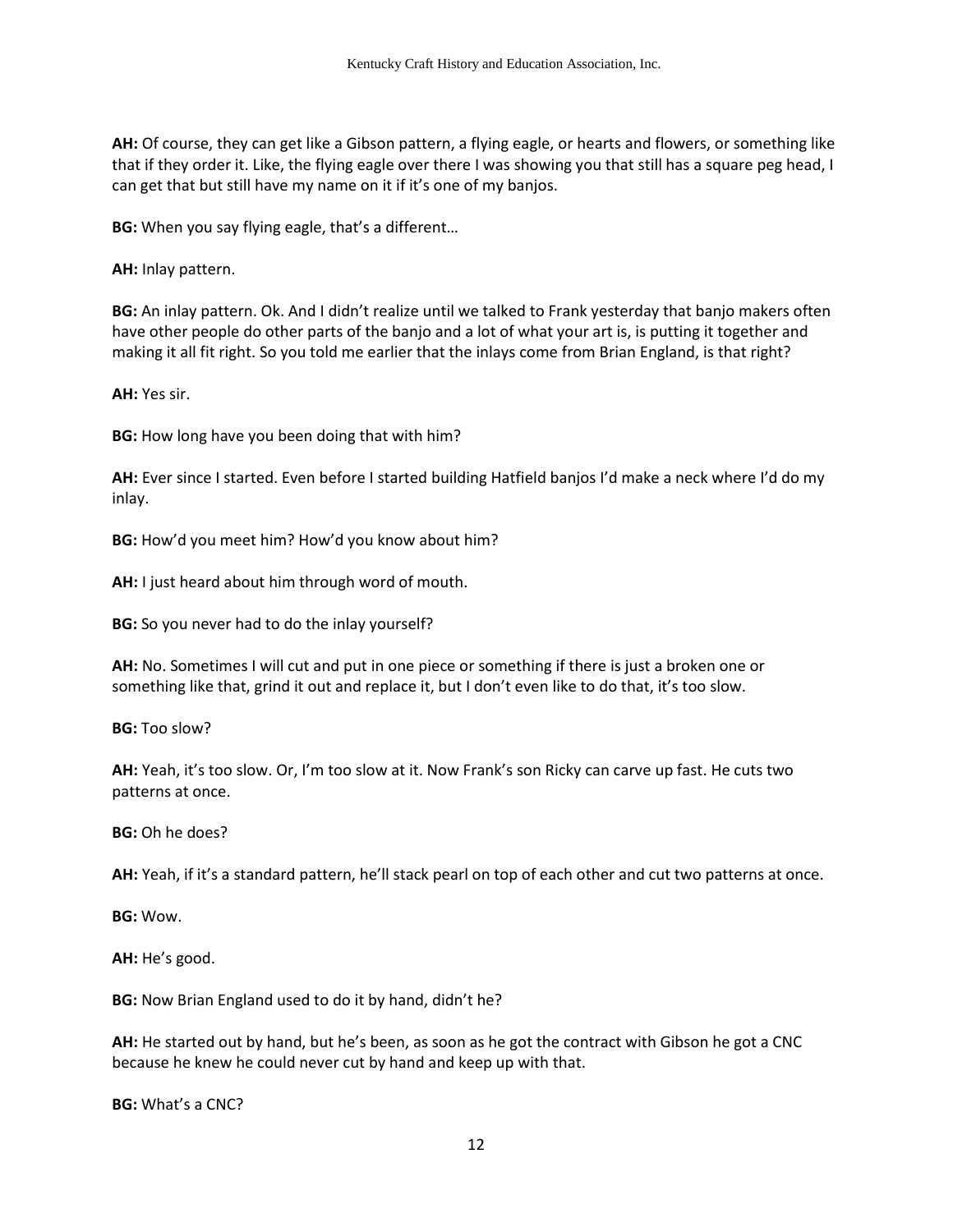**AH:** Of course, they can get like a Gibson pattern, a flying eagle, or hearts and flowers, or something like that if they order it. Like, the flying eagle over there I was showing you that still has a square peg head, I can get that but still have my name on it if it's one of my banjos.

**BG:** When you say flying eagle, that's a different…

**AH:** Inlay pattern.

**BG:** An inlay pattern. Ok. And I didn't realize until we talked to Frank yesterday that banjo makers often have other people do other parts of the banjo and a lot of what your art is, is putting it together and making it all fit right. So you told me earlier that the inlays come from Brian England, is that right?

**AH:** Yes sir.

**BG:** How long have you been doing that with him?

**AH:** Ever since I started. Even before I started building Hatfield banjos I'd make a neck where I'd do my inlay.

**BG:** How'd you meet him? How'd you know about him?

**AH:** I just heard about him through word of mouth.

**BG:** So you never had to do the inlay yourself?

**AH:** No. Sometimes I will cut and put in one piece or something if there is just a broken one or something like that, grind it out and replace it, but I don't even like to do that, it's too slow.

**BG:** Too slow?

**AH:** Yeah, it's too slow. Or, I'm too slow at it. Now Frank's son Ricky can carve up fast. He cuts two patterns at once.

**BG:** Oh he does?

**AH:** Yeah, if it's a standard pattern, he'll stack pearl on top of each other and cut two patterns at once.

**BG:** Wow.

**AH:** He's good.

**BG:** Now Brian England used to do it by hand, didn't he?

**AH:** He started out by hand, but he's been, as soon as he got the contract with Gibson he got a CNC because he knew he could never cut by hand and keep up with that.

**BG:** What's a CNC?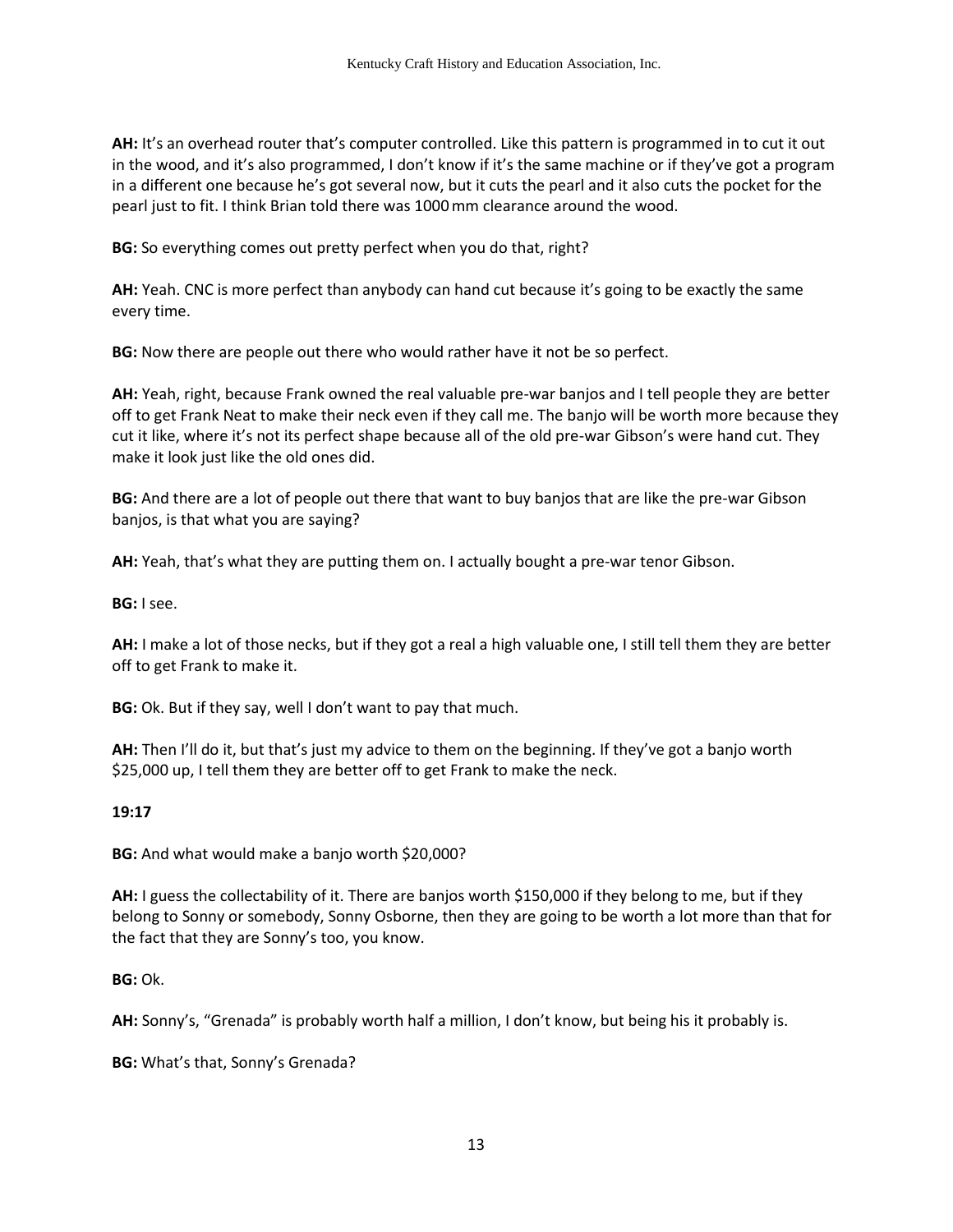**AH:** It's an overhead router that's computer controlled. Like this pattern is programmed in to cut it out in the wood, and it's also programmed, I don't know if it's the same machine or if they've got a program in a different one because he's got several now, but it cuts the pearl and it also cuts the pocket for the pearl just to fit. I think Brian told there was 1000 mm clearance around the wood.

**BG:** So everything comes out pretty perfect when you do that, right?

**AH:** Yeah. CNC is more perfect than anybody can hand cut because it's going to be exactly the same every time.

**BG:** Now there are people out there who would rather have it not be so perfect.

**AH:** Yeah, right, because Frank owned the real valuable pre-war banjos and I tell people they are better off to get Frank Neat to make their neck even if they call me. The banjo will be worth more because they cut it like, where it's not its perfect shape because all of the old pre-war Gibson's were hand cut. They make it look just like the old ones did.

**BG:** And there are a lot of people out there that want to buy banjos that are like the pre-war Gibson banjos, is that what you are saying?

**AH:** Yeah, that's what they are putting them on. I actually bought a pre-war tenor Gibson.

**BG:** I see.

**AH:** I make a lot of those necks, but if they got a real a high valuable one, I still tell them they are better off to get Frank to make it.

**BG:** Ok. But if they say, well I don't want to pay that much.

**AH:** Then I'll do it, but that's just my advice to them on the beginning. If they've got a banjo worth $25,000 up, I tell them they are better off to get Frank to make the neck.

**19:17**

**BG:** And what would make a banjo worth $20,000?

**AH:** I guess the collectability of it. There are banjos worth $150,000 if they belong to me, but if they belong to Sonny or somebody, Sonny Osborne, then they are going to be worth a lot more than that for the fact that they are Sonny's too, you know.

**BG:** Ok.

**AH:** Sonny's, "Grenada" is probably worth half a million, I don't know, but being his it probably is.

**BG:** What's that, Sonny's Grenada?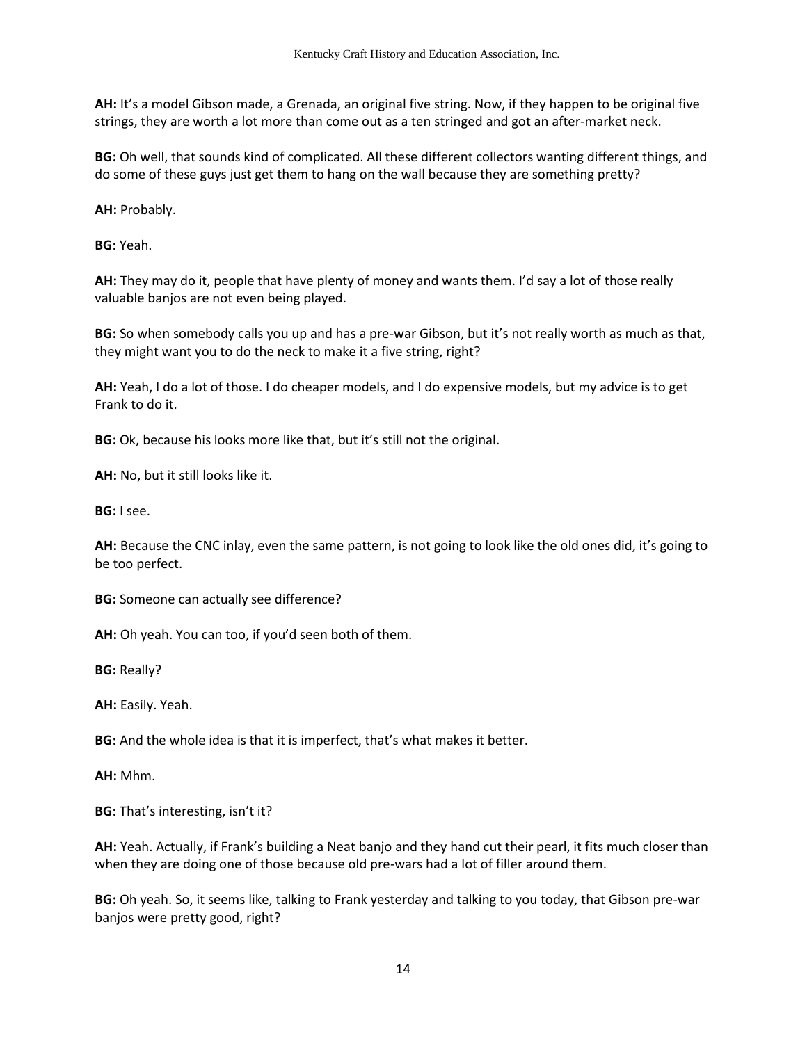**AH:** It's a model Gibson made, a Grenada, an original five string. Now, if they happen to be original five strings, they are worth a lot more than come out as a ten stringed and got an after-market neck.

**BG:** Oh well, that sounds kind of complicated. All these different collectors wanting different things, and do some of these guys just get them to hang on the wall because they are something pretty?

**AH:** Probably.

**BG:** Yeah.

**AH:** They may do it, people that have plenty of money and wants them. I'd say a lot of those really valuable banjos are not even being played.

**BG:** So when somebody calls you up and has a pre-war Gibson, but it's not really worth as much as that, they might want you to do the neck to make it a five string, right?

**AH:** Yeah, I do a lot of those. I do cheaper models, and I do expensive models, but my advice is to get Frank to do it.

**BG:** Ok, because his looks more like that, but it's still not the original.

**AH:** No, but it still looks like it.

**BG:** I see.

**AH:** Because the CNC inlay, even the same pattern, is not going to look like the old ones did, it's going to be too perfect.

**BG:** Someone can actually see difference?

**AH:** Oh yeah. You can too, if you'd seen both of them.

**BG:** Really?

**AH:** Easily. Yeah.

**BG:** And the whole idea is that it is imperfect, that's what makes it better.

**AH:** Mhm.

**BG:** That's interesting, isn't it?

**AH:** Yeah. Actually, if Frank's building a Neat banjo and they hand cut their pearl, it fits much closer than when they are doing one of those because old pre-wars had a lot of filler around them.

**BG:** Oh yeah. So, it seems like, talking to Frank yesterday and talking to you today, that Gibson pre-war banjos were pretty good, right?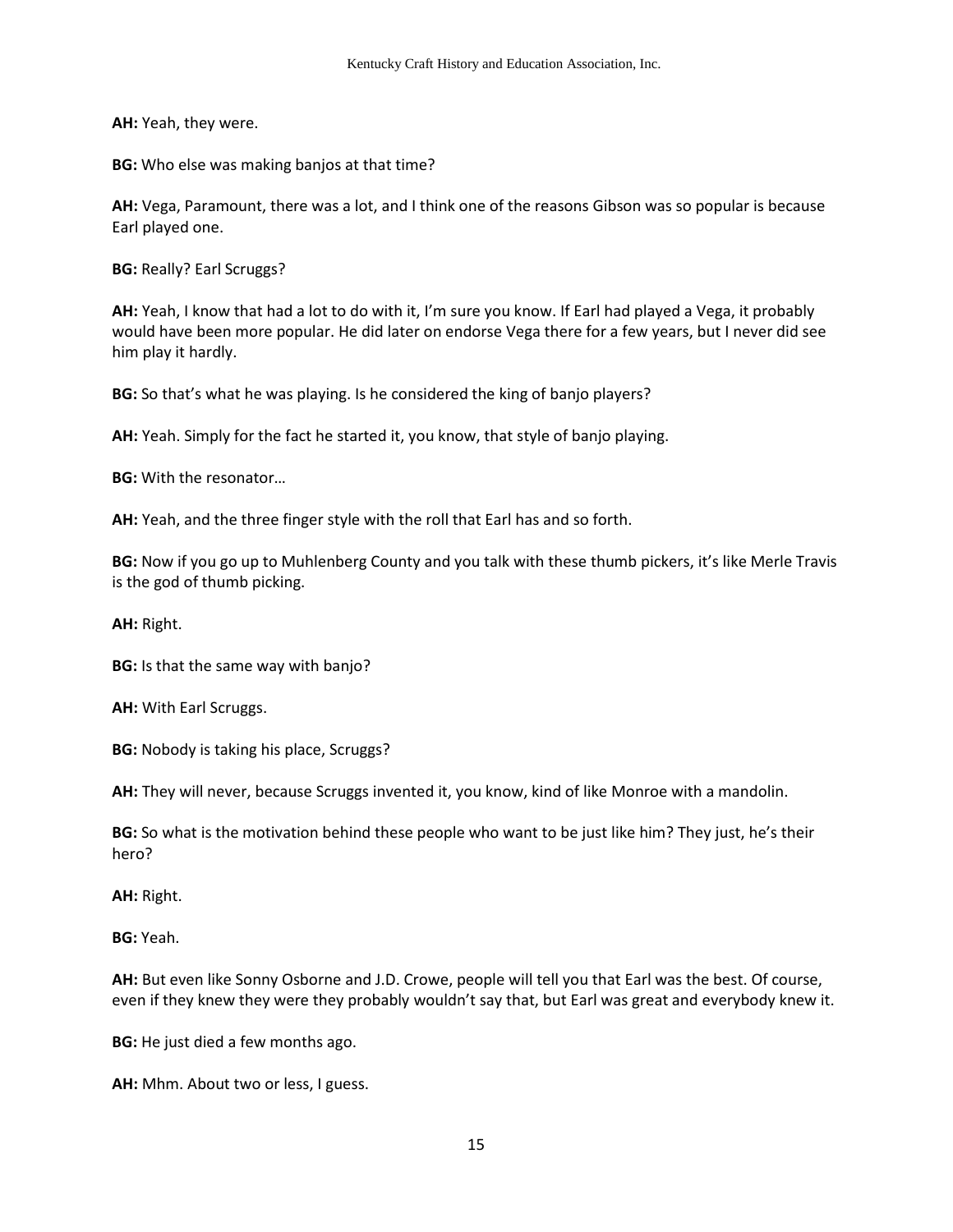**AH:** Yeah, they were.

**BG:** Who else was making banjos at that time?

**AH:** Vega, Paramount, there was a lot, and I think one of the reasons Gibson was so popular is because Earl played one.

**BG:** Really? Earl Scruggs?

**AH:** Yeah, I know that had a lot to do with it, I'm sure you know. If Earl had played a Vega, it probably would have been more popular. He did later on endorse Vega there for a few years, but I never did see him play it hardly.

**BG:** So that's what he was playing. Is he considered the king of banjo players?

**AH:** Yeah. Simply for the fact he started it, you know, that style of banjo playing.

**BG:** With the resonator…

**AH:** Yeah, and the three finger style with the roll that Earl has and so forth.

**BG:** Now if you go up to Muhlenberg County and you talk with these thumb pickers, it's like Merle Travis is the god of thumb picking.

**AH:** Right.

**BG:** Is that the same way with banjo?

**AH:** With Earl Scruggs.

**BG:** Nobody is taking his place, Scruggs?

**AH:** They will never, because Scruggs invented it, you know, kind of like Monroe with a mandolin.

**BG:** So what is the motivation behind these people who want to be just like him? They just, he's their hero?

**AH:** Right.

**BG:** Yeah.

**AH:** But even like Sonny Osborne and J.D. Crowe, people will tell you that Earl was the best. Of course, even if they knew they were they probably wouldn't say that, but Earl was great and everybody knew it.

**BG:** He just died a few months ago.

**AH:** Mhm. About two or less, I guess.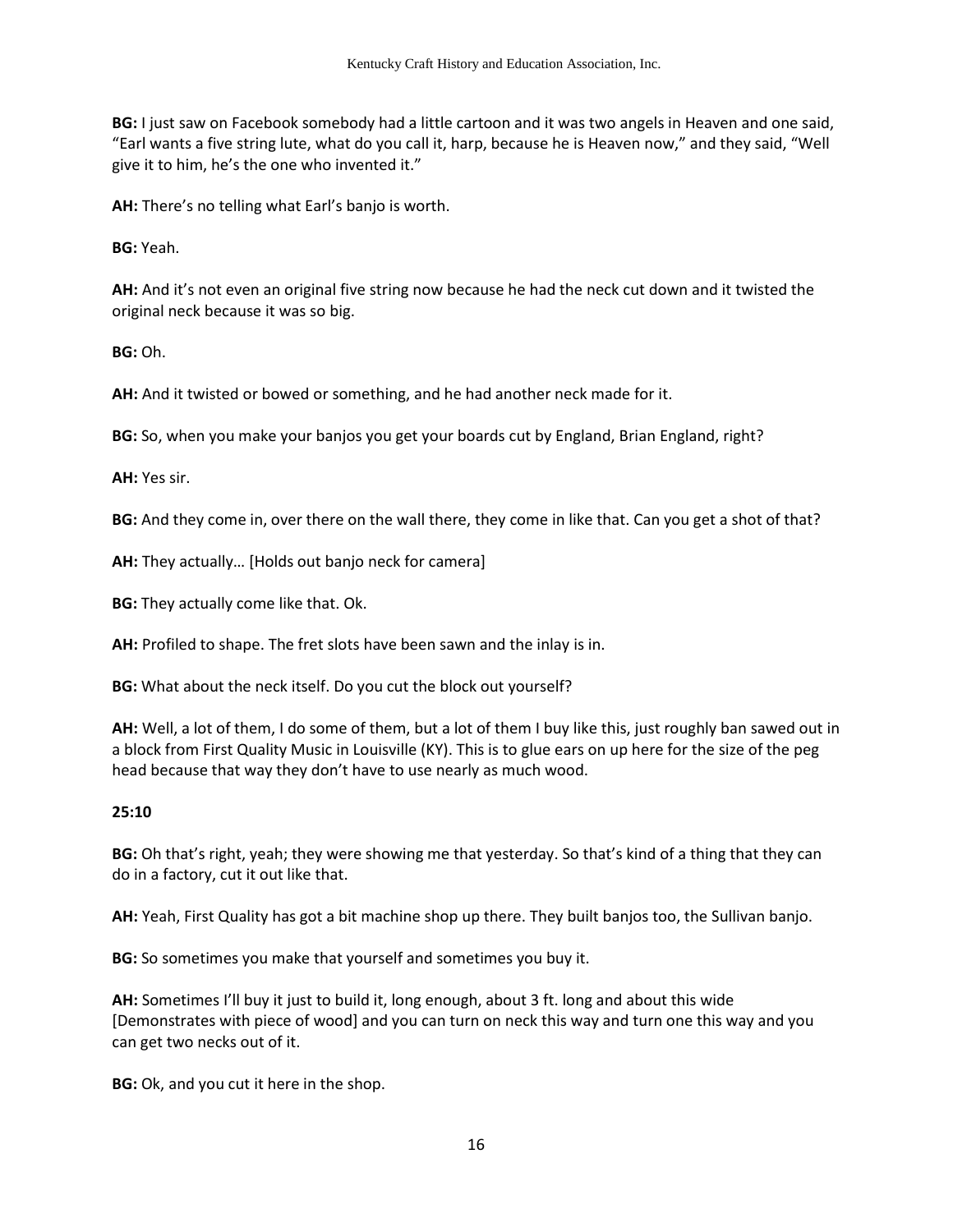**BG:** I just saw on Facebook somebody had a little cartoon and it was two angels in Heaven and one said, "Earl wants a five string lute, what do you call it, harp, because he is Heaven now," and they said, "Well give it to him, he's the one who invented it."

**AH:** There's no telling what Earl's banjo is worth.

**BG:** Yeah.

**AH:** And it's not even an original five string now because he had the neck cut down and it twisted the original neck because it was so big.

**BG:** Oh.

**AH:** And it twisted or bowed or something, and he had another neck made for it.

**BG:** So, when you make your banjos you get your boards cut by England, Brian England, right?

**AH:** Yes sir.

**BG:** And they come in, over there on the wall there, they come in like that. Can you get a shot of that?

**AH:** They actually… [Holds out banjo neck for camera]

**BG:** They actually come like that. Ok.

**AH:** Profiled to shape. The fret slots have been sawn and the inlay is in.

**BG:** What about the neck itself. Do you cut the block out yourself?

**AH:** Well, a lot of them, I do some of them, but a lot of them I buy like this, just roughly ban sawed out in a block from First Quality Music in Louisville (KY). This is to glue ears on up here for the size of the peg head because that way they don't have to use nearly as much wood.

**25:10**

**BG:** Oh that's right, yeah; they were showing me that yesterday. So that's kind of a thing that they can do in a factory, cut it out like that.

**AH:** Yeah, First Quality has got a bit machine shop up there. They built banjos too, the Sullivan banjo.

**BG:** So sometimes you make that yourself and sometimes you buy it.

**AH:** Sometimes I'll buy it just to build it, long enough, about 3 ft. long and about this wide [Demonstrates with piece of wood] and you can turn on neck this way and turn one this way and you can get two necks out of it.

**BG:** Ok, and you cut it here in the shop.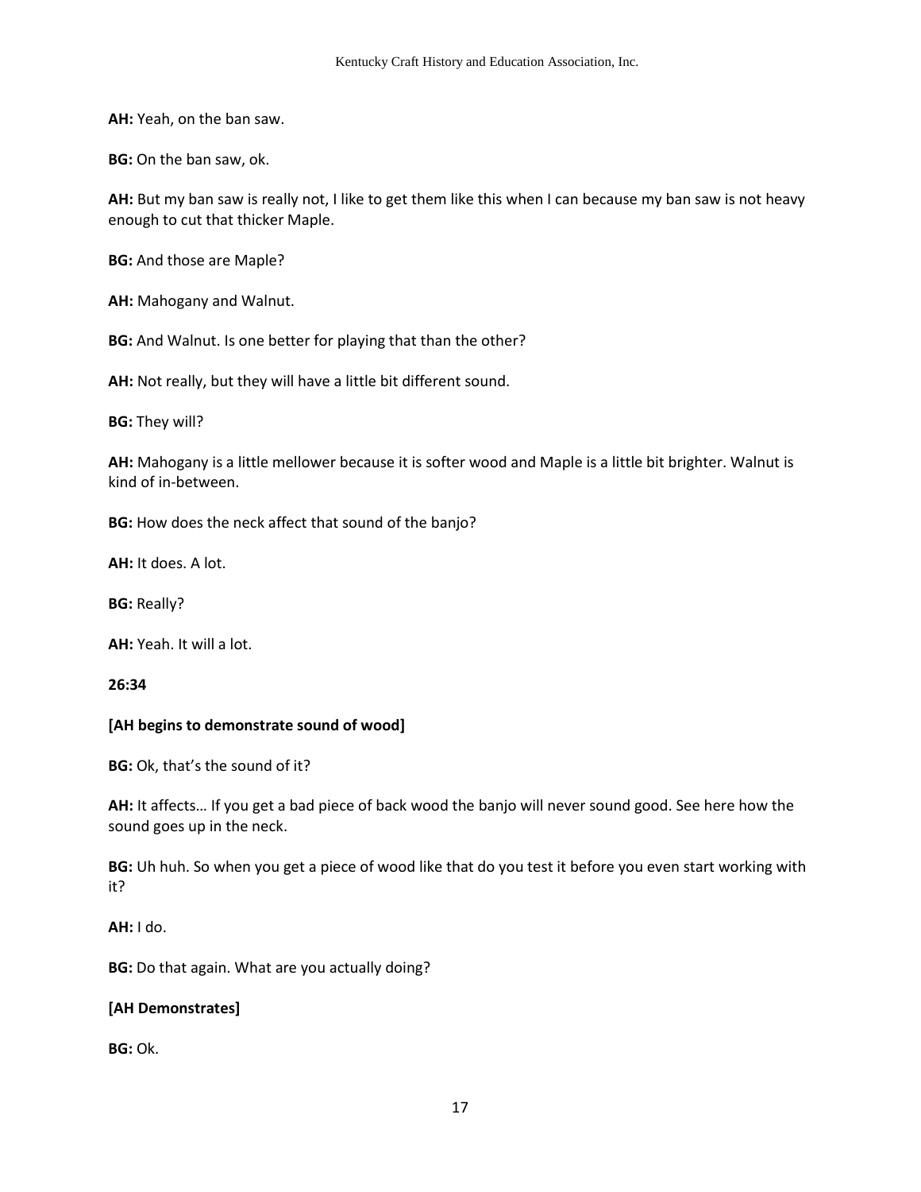**AH:** Yeah, on the ban saw.

**BG:** On the ban saw, ok.

**AH:** But my ban saw is really not, I like to get them like this when I can because my ban saw is not heavy enough to cut that thicker Maple.

**BG:** And those are Maple?

**AH:** Mahogany and Walnut.

**BG:** And Walnut. Is one better for playing that than the other?

**AH:** Not really, but they will have a little bit different sound.

**BG:** They will?

**AH:** Mahogany is a little mellower because it is softer wood and Maple is a little bit brighter. Walnut is kind of in-between.

**BG:** How does the neck affect that sound of the banjo?

**AH:** It does. A lot.

**BG:** Really?

**AH:** Yeah. It will a lot.

**26:34**

**[AH begins to demonstrate sound of wood]**

**BG:** Ok, that's the sound of it?

**AH:** It affects… If you get a bad piece of back wood the banjo will never sound good. See here how the sound goes up in the neck.

**BG:** Uh huh. So when you get a piece of wood like that do you test it before you even start working with it?

**AH:** I do.

**BG:** Do that again. What are you actually doing?

**[AH Demonstrates]**

**BG:** Ok.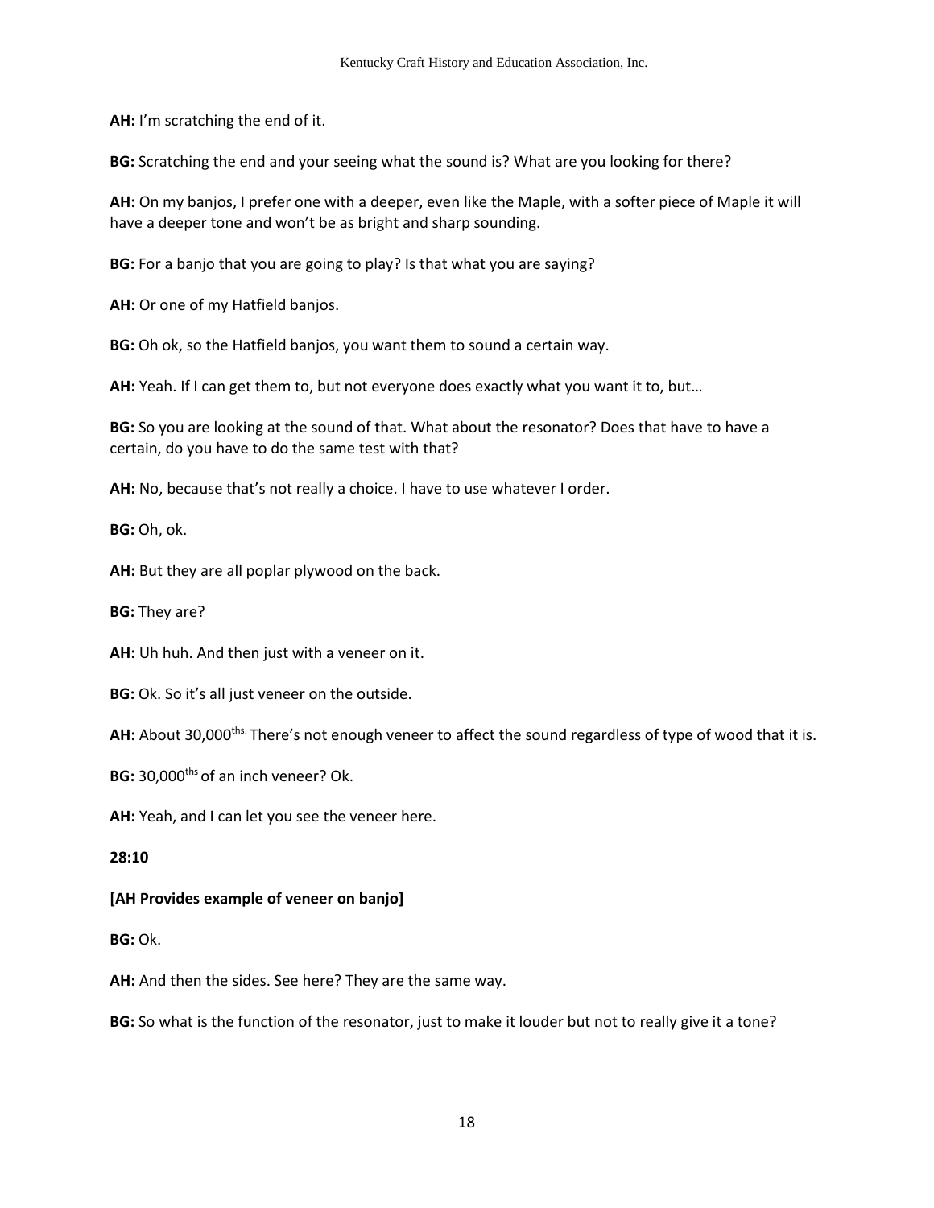**AH:** I'm scratching the end of it.

**BG:** Scratching the end and your seeing what the sound is? What are you looking for there?

**AH:** On my banjos, I prefer one with a deeper, even like the Maple, with a softer piece of Maple it will have a deeper tone and won't be as bright and sharp sounding.

**BG:** For a banjo that you are going to play? Is that what you are saying?

**AH:** Or one of my Hatfield banjos.

**BG:** Oh ok, so the Hatfield banjos, you want them to sound a certain way.

**AH:** Yeah. If I can get them to, but not everyone does exactly what you want it to, but…

**BG:** So you are looking at the sound of that. What about the resonator? Does that have to have a certain, do you have to do the same test with that?

**AH:** No, because that's not really a choice. I have to use whatever I order.

**BG:** Oh, ok.

**AH:** But they are all poplar plywood on the back.

**BG:** They are?

**AH:** Uh huh. And then just with a veneer on it.

**BG:** Ok. So it's all just veneer on the outside.

**AH:** About 30,000ths. There's not enough veneer to affect the sound regardless of type of wood that it is.

**BG:** 30,000ths of an inch veneer? Ok.

**AH:** Yeah, and I can let you see the veneer here.

**28:10**

**[AH Provides example of veneer on banjo]**

**BG:** Ok.

**AH:** And then the sides. See here? They are the same way.

**BG:** So what is the function of the resonator, just to make it louder but not to really give it a tone?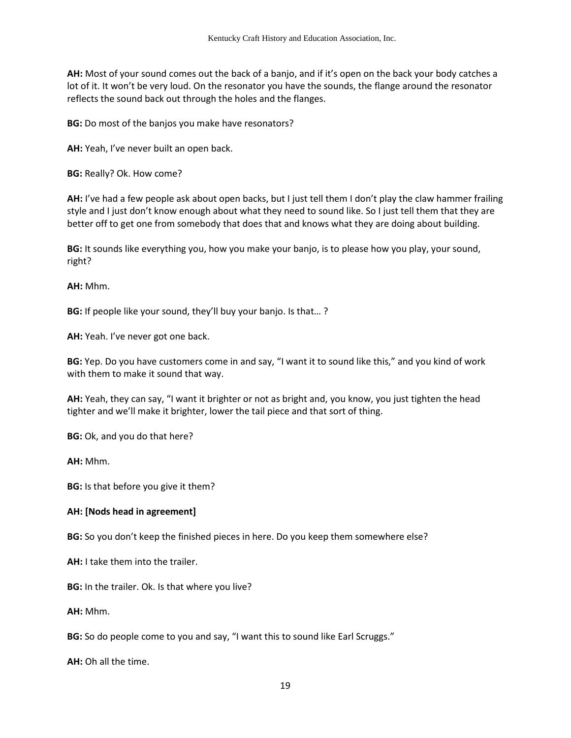**AH:** Most of your sound comes out the back of a banjo, and if it's open on the back your body catches a lot of it. It won't be very loud. On the resonator you have the sounds, the flange around the resonator reflects the sound back out through the holes and the flanges.

**BG:** Do most of the banjos you make have resonators?

**AH:** Yeah, I've never built an open back.

**BG:** Really? Ok. How come?

**AH:** I've had a few people ask about open backs, but I just tell them I don't play the claw hammer frailing style and I just don't know enough about what they need to sound like. So I just tell them that they are better off to get one from somebody that does that and knows what they are doing about building.

**BG:** It sounds like everything you, how you make your banjo, is to please how you play, your sound, right?

**AH:** Mhm.

**BG:** If people like your sound, they'll buy your banjo. Is that… ?

**AH:** Yeah. I've never got one back.

**BG:** Yep. Do you have customers come in and say, "I want it to sound like this," and you kind of work with them to make it sound that way.

**AH:** Yeah, they can say, "I want it brighter or not as bright and, you know, you just tighten the head tighter and we'll make it brighter, lower the tail piece and that sort of thing.

**BG:** Ok, and you do that here?

**AH:** Mhm.

**BG:** Is that before you give it them?

**AH: [Nods head in agreement]**

**BG:** So you don't keep the finished pieces in here. Do you keep them somewhere else?

**AH:** I take them into the trailer.

**BG:** In the trailer. Ok. Is that where you live?

**AH:** Mhm.

**BG:** So do people come to you and say, "I want this to sound like Earl Scruggs."

**AH:** Oh all the time.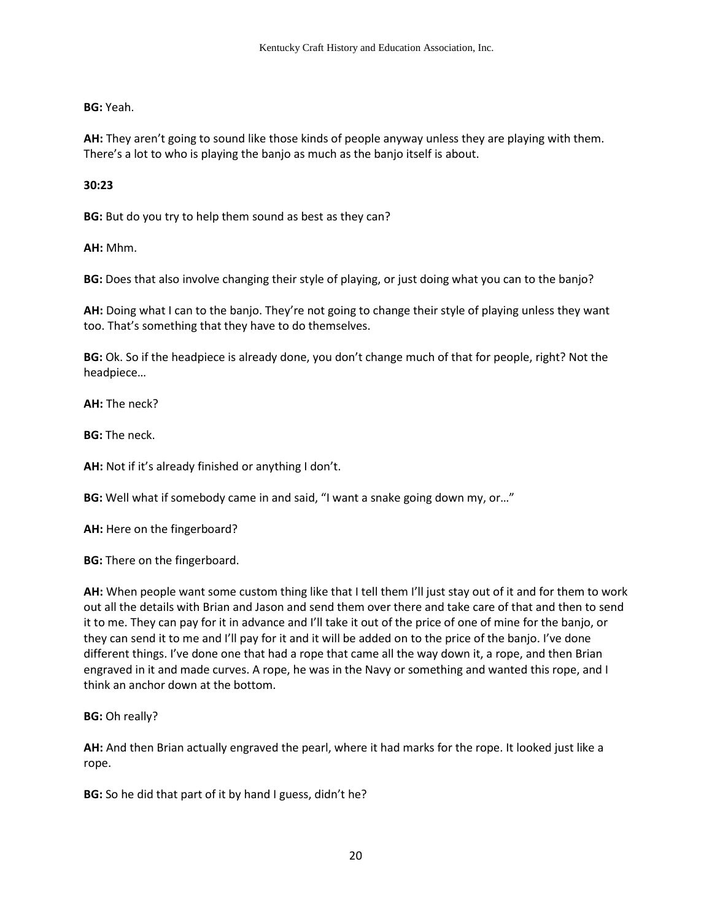**BG:** Yeah.

**AH:** They aren't going to sound like those kinds of people anyway unless they are playing with them. There's a lot to who is playing the banjo as much as the banjo itself is about.

**30:23**

**BG:** But do you try to help them sound as best as they can?

**AH:** Mhm.

**BG:** Does that also involve changing their style of playing, or just doing what you can to the banjo?

**AH:** Doing what I can to the banjo. They're not going to change their style of playing unless they want too. That's something that they have to do themselves.

**BG:** Ok. So if the headpiece is already done, you don't change much of that for people, right? Not the headpiece…

**AH:** The neck?

**BG:** The neck.

**AH:** Not if it's already finished or anything I don't.

**BG:** Well what if somebody came in and said, "I want a snake going down my, or…"

**AH:** Here on the fingerboard?

**BG:** There on the fingerboard.

**AH:** When people want some custom thing like that I tell them I'll just stay out of it and for them to work out all the details with Brian and Jason and send them over there and take care of that and then to send it to me. They can pay for it in advance and I'll take it out of the price of one of mine for the banjo, or they can send it to me and I'll pay for it and it will be added on to the price of the banjo. I've done different things. I've done one that had a rope that came all the way down it, a rope, and then Brian engraved in it and made curves. A rope, he was in the Navy or something and wanted this rope, and I think an anchor down at the bottom.

**BG:** Oh really?

**AH:** And then Brian actually engraved the pearl, where it had marks for the rope. It looked just like a rope.

**BG:** So he did that part of it by hand I guess, didn't he?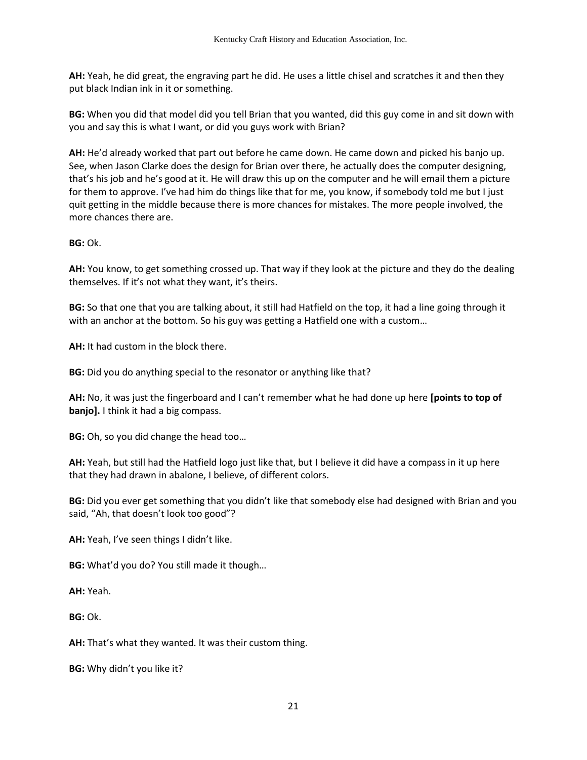**AH:** Yeah, he did great, the engraving part he did. He uses a little chisel and scratches it and then they put black Indian ink in it or something.

**BG:** When you did that model did you tell Brian that you wanted, did this guy come in and sit down with you and say this is what I want, or did you guys work with Brian?

**AH:** He'd already worked that part out before he came down. He came down and picked his banjo up. See, when Jason Clarke does the design for Brian over there, he actually does the computer designing, that's his job and he's good at it. He will draw this up on the computer and he will email them a picture for them to approve. I've had him do things like that for me, you know, if somebody told me but I just quit getting in the middle because there is more chances for mistakes. The more people involved, the more chances there are.

**BG:** Ok.

**AH:** You know, to get something crossed up. That way if they look at the picture and they do the dealing themselves. If it's not what they want, it's theirs.

**BG:** So that one that you are talking about, it still had Hatfield on the top, it had a line going through it with an anchor at the bottom. So his guy was getting a Hatfield one with a custom…

**AH:** It had custom in the block there.

**BG:** Did you do anything special to the resonator or anything like that?

**AH:** No, it was just the fingerboard and I can't remember what he had done up here **[points to top of banjo].** I think it had a big compass.

**BG:** Oh, so you did change the head too…

**AH:** Yeah, but still had the Hatfield logo just like that, but I believe it did have a compass in it up here that they had drawn in abalone, I believe, of different colors.

**BG:** Did you ever get something that you didn't like that somebody else had designed with Brian and you said, "Ah, that doesn't look too good"?

**AH:** Yeah, I've seen things I didn't like.

**BG:** What'd you do? You still made it though…

**AH:** Yeah.

**BG:** Ok.

**AH:** That's what they wanted. It was their custom thing.

**BG:** Why didn't you like it?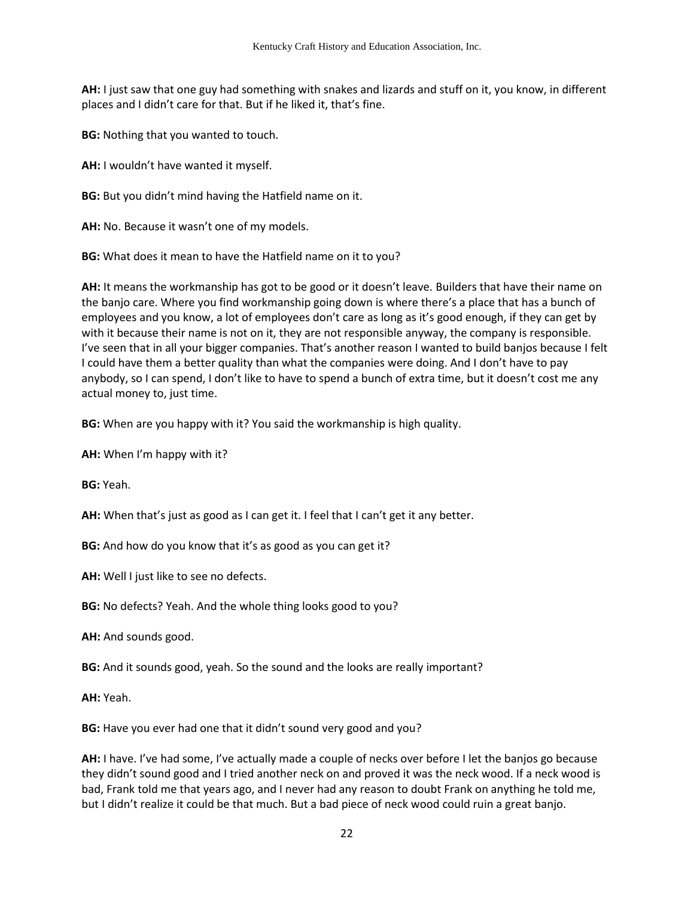**AH:** I just saw that one guy had something with snakes and lizards and stuff on it, you know, in different places and I didn't care for that. But if he liked it, that's fine.

**BG:** Nothing that you wanted to touch.

**AH:** I wouldn't have wanted it myself.

**BG:** But you didn't mind having the Hatfield name on it.

**AH:** No. Because it wasn't one of my models.

**BG:** What does it mean to have the Hatfield name on it to you?

**AH:** It means the workmanship has got to be good or it doesn't leave. Builders that have their name on the banjo care. Where you find workmanship going down is where there's a place that has a bunch of employees and you know, a lot of employees don't care as long as it's good enough, if they can get by with it because their name is not on it, they are not responsible anyway, the company is responsible. I've seen that in all your bigger companies. That's another reason I wanted to build banjos because I felt I could have them a better quality than what the companies were doing. And I don't have to pay anybody, so I can spend, I don't like to have to spend a bunch of extra time, but it doesn't cost me any actual money to, just time.

**BG:** When are you happy with it? You said the workmanship is high quality.

**AH:** When I'm happy with it?

**BG:** Yeah.

**AH:** When that's just as good as I can get it. I feel that I can't get it any better.

**BG:** And how do you know that it's as good as you can get it?

**AH:** Well I just like to see no defects.

**BG:** No defects? Yeah. And the whole thing looks good to you?

**AH:** And sounds good.

**BG:** And it sounds good, yeah. So the sound and the looks are really important?

**AH:** Yeah.

**BG:** Have you ever had one that it didn't sound very good and you?

**AH:** I have. I've had some, I've actually made a couple of necks over before I let the banjos go because they didn't sound good and I tried another neck on and proved it was the neck wood. If a neck wood is bad, Frank told me that years ago, and I never had any reason to doubt Frank on anything he told me, but I didn't realize it could be that much. But a bad piece of neck wood could ruin a great banjo.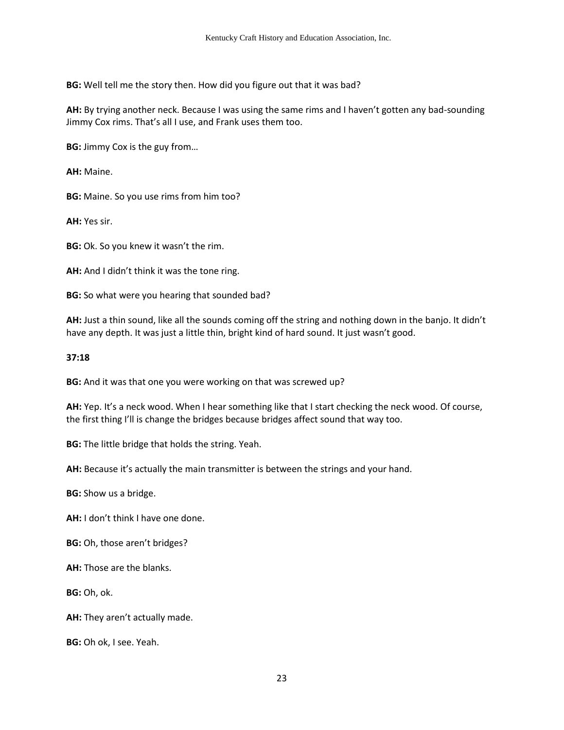**BG:** Well tell me the story then. How did you figure out that it was bad?

**AH:** By trying another neck. Because I was using the same rims and I haven't gotten any bad-sounding Jimmy Cox rims. That's all I use, and Frank uses them too.

**BG:** Jimmy Cox is the guy from…

**AH:** Maine.

**BG:** Maine. So you use rims from him too?

**AH:** Yes sir.

**BG:** Ok. So you knew it wasn't the rim.

**AH:** And I didn't think it was the tone ring.

**BG:** So what were you hearing that sounded bad?

**AH:** Just a thin sound, like all the sounds coming off the string and nothing down in the banjo. It didn't have any depth. It was just a little thin, bright kind of hard sound. It just wasn't good.

**37:18**

**BG:** And it was that one you were working on that was screwed up?

**AH:** Yep. It's a neck wood. When I hear something like that I start checking the neck wood. Of course, the first thing I'll is change the bridges because bridges affect sound that way too.

**BG:** The little bridge that holds the string. Yeah.

**AH:** Because it's actually the main transmitter is between the strings and your hand.

**BG:** Show us a bridge.

**AH:** I don't think I have one done.

**BG:** Oh, those aren't bridges?

**AH:** Those are the blanks.

**BG:** Oh, ok.

**AH:** They aren't actually made.

**BG:** Oh ok, I see. Yeah.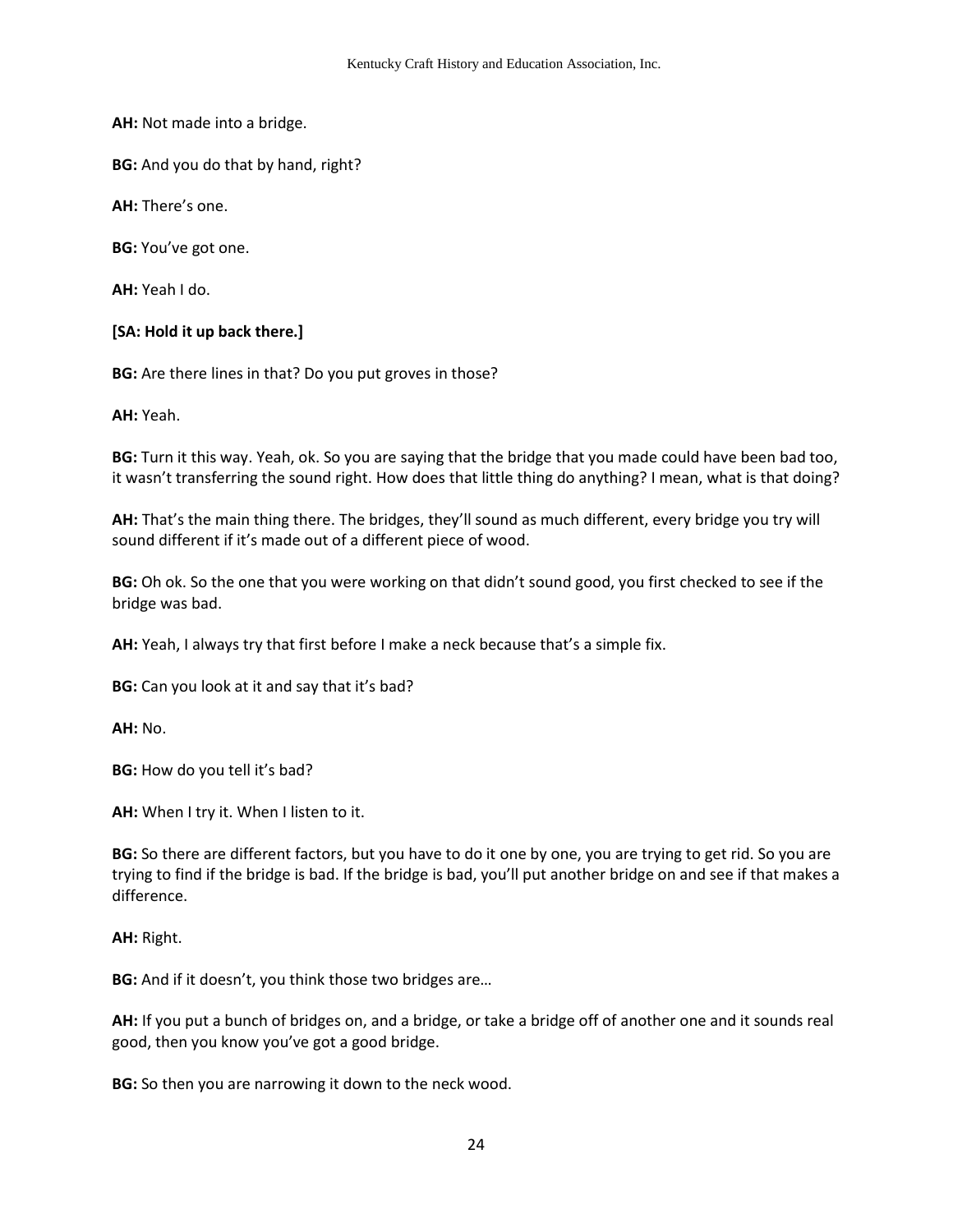**AH:** Not made into a bridge.

**BG:** And you do that by hand, right?

**AH:** There's one.

**BG:** You've got one.

**AH:** Yeah I do.

**[SA: Hold it up back there.]**

**BG:** Are there lines in that? Do you put groves in those?

**AH:** Yeah.

**BG:** Turn it this way. Yeah, ok. So you are saying that the bridge that you made could have been bad too, it wasn't transferring the sound right. How does that little thing do anything? I mean, what is that doing?

**AH:** That's the main thing there. The bridges, they'll sound as much different, every bridge you try will sound different if it's made out of a different piece of wood.

**BG:** Oh ok. So the one that you were working on that didn't sound good, you first checked to see if the bridge was bad.

**AH:** Yeah, I always try that first before I make a neck because that's a simple fix.

**BG:** Can you look at it and say that it's bad?

**AH:** No.

**BG:** How do you tell it's bad?

**AH:** When I try it. When I listen to it.

**BG:** So there are different factors, but you have to do it one by one, you are trying to get rid. So you are trying to find if the bridge is bad. If the bridge is bad, you'll put another bridge on and see if that makes a difference.

**AH:** Right.

**BG:** And if it doesn't, you think those two bridges are…

**AH:** If you put a bunch of bridges on, and a bridge, or take a bridge off of another one and it sounds real good, then you know you've got a good bridge.

**BG:** So then you are narrowing it down to the neck wood.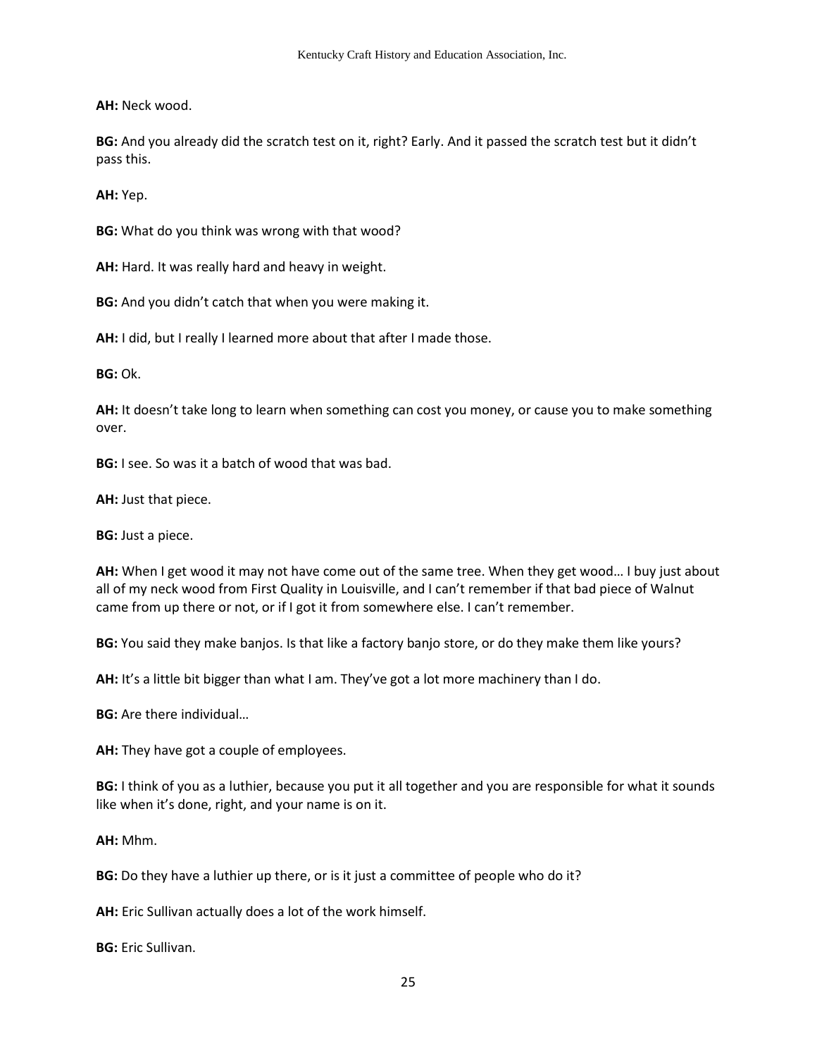**AH:** Neck wood.

**BG:** And you already did the scratch test on it, right? Early. And it passed the scratch test but it didn't pass this.

**AH:** Yep.

**BG:** What do you think was wrong with that wood?

**AH:** Hard. It was really hard and heavy in weight.

**BG:** And you didn't catch that when you were making it.

**AH:** I did, but I really I learned more about that after I made those.

**BG:** Ok.

**AH:** It doesn't take long to learn when something can cost you money, or cause you to make something over.

**BG:** I see. So was it a batch of wood that was bad.

**AH:** Just that piece.

**BG:** Just a piece.

**AH:** When I get wood it may not have come out of the same tree. When they get wood… I buy just about all of my neck wood from First Quality in Louisville, and I can't remember if that bad piece of Walnut came from up there or not, or if I got it from somewhere else. I can't remember.

**BG:** You said they make banjos. Is that like a factory banjo store, or do they make them like yours?

**AH:** It's a little bit bigger than what I am. They've got a lot more machinery than I do.

**BG:** Are there individual…

**AH:** They have got a couple of employees.

**BG:** I think of you as a luthier, because you put it all together and you are responsible for what it sounds like when it's done, right, and your name is on it.

**AH:** Mhm.

**BG:** Do they have a luthier up there, or is it just a committee of people who do it?

**AH:** Eric Sullivan actually does a lot of the work himself.

**BG:** Eric Sullivan.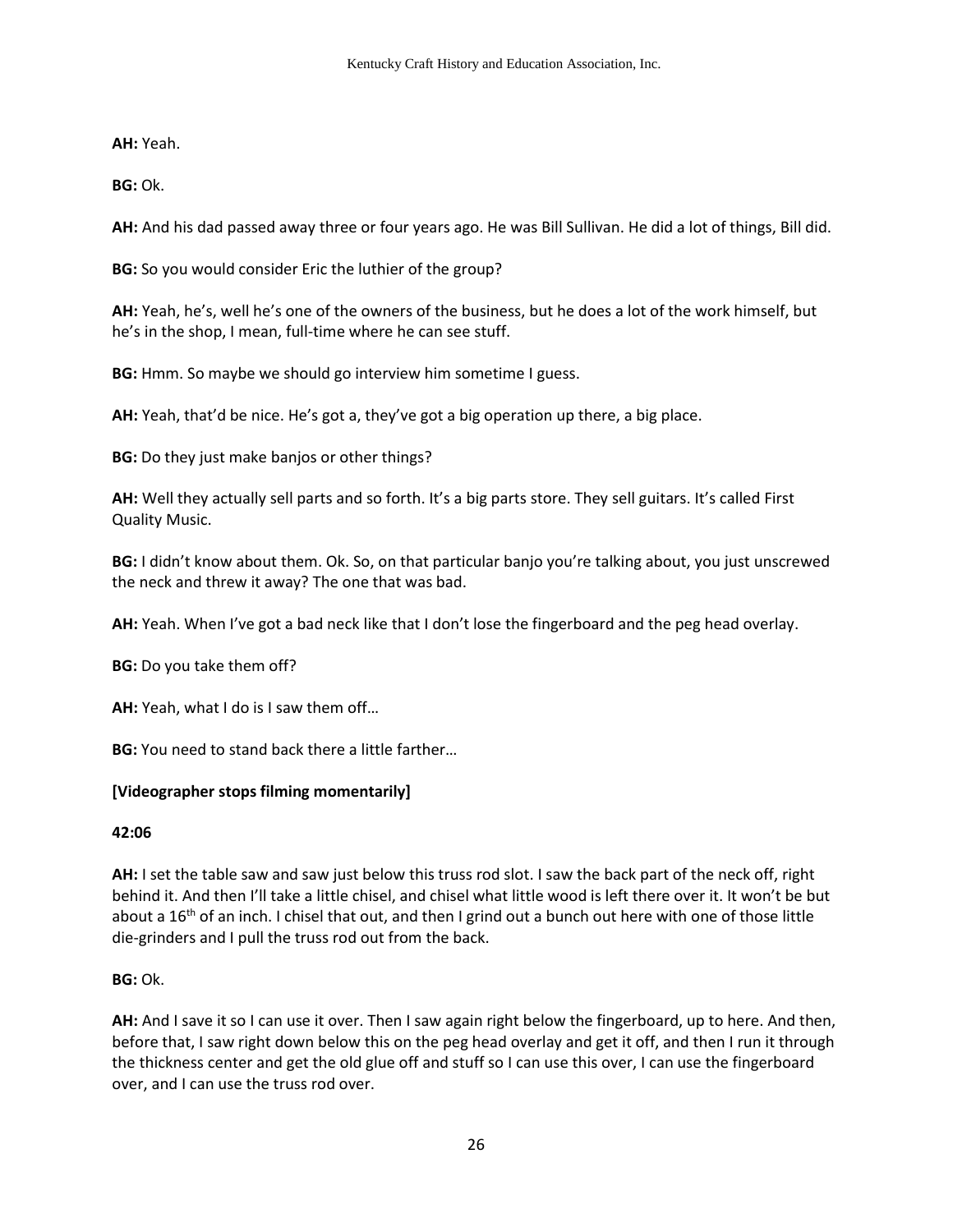**AH:** Yeah.

**BG:** Ok.

**AH:** And his dad passed away three or four years ago. He was Bill Sullivan. He did a lot of things, Bill did.

**BG:** So you would consider Eric the luthier of the group?

**AH:** Yeah, he's, well he's one of the owners of the business, but he does a lot of the work himself, but he's in the shop, I mean, full-time where he can see stuff.

**BG:** Hmm. So maybe we should go interview him sometime I guess.

**AH:** Yeah, that'd be nice. He's got a, they've got a big operation up there, a big place.

**BG:** Do they just make banjos or other things?

**AH:** Well they actually sell parts and so forth. It's a big parts store. They sell guitars. It's called First Quality Music.

**BG:** I didn't know about them. Ok. So, on that particular banjo you're talking about, you just unscrewed the neck and threw it away? The one that was bad.

**AH:** Yeah. When I've got a bad neck like that I don't lose the fingerboard and the peg head overlay.

**BG:** Do you take them off?

**AH:** Yeah, what I do is I saw them off…

**BG:** You need to stand back there a little farther…

**[Videographer stops filming momentarily]**

**42:06**

**AH:** I set the table saw and saw just below this truss rod slot. I saw the back part of the neck off, right behind it. And then I'll take a little chisel, and chisel what little wood is left there over it. It won't be but about a 16th of an inch. I chisel that out, and then I grind out a bunch out here with one of those little die-grinders and I pull the truss rod out from the back.

**BG:** Ok.

**AH:** And I save it so I can use it over. Then I saw again right below the fingerboard, up to here. And then, before that, I saw right down below this on the peg head overlay and get it off, and then I run it through the thickness center and get the old glue off and stuff so I can use this over, I can use the fingerboard over, and I can use the truss rod over.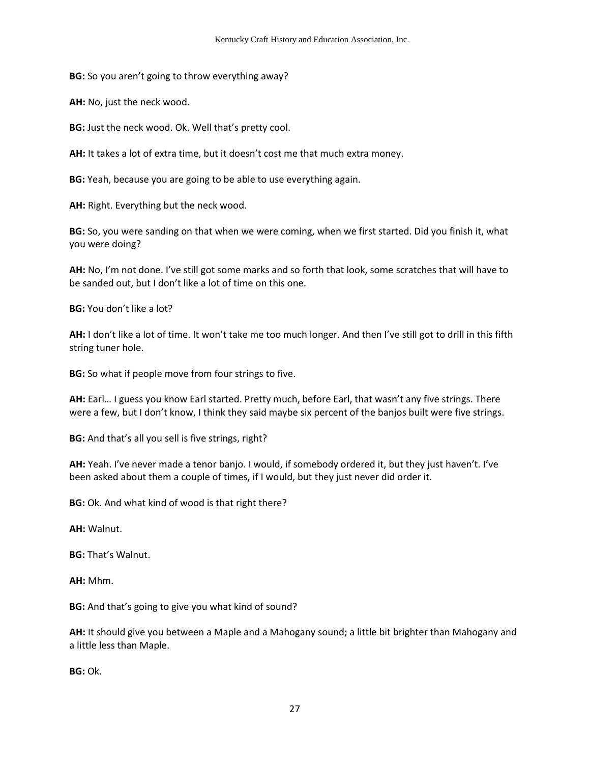**BG:** So you aren't going to throw everything away?

**AH:** No, just the neck wood.

**BG:** Just the neck wood. Ok. Well that's pretty cool.

**AH:** It takes a lot of extra time, but it doesn't cost me that much extra money.

**BG:** Yeah, because you are going to be able to use everything again.

**AH:** Right. Everything but the neck wood.

**BG:** So, you were sanding on that when we were coming, when we first started. Did you finish it, what you were doing?

**AH:** No, I'm not done. I've still got some marks and so forth that look, some scratches that will have to be sanded out, but I don't like a lot of time on this one.

**BG:** You don't like a lot?

**AH:** I don't like a lot of time. It won't take me too much longer. And then I've still got to drill in this fifth string tuner hole.

**BG:** So what if people move from four strings to five.

**AH:** Earl… I guess you know Earl started. Pretty much, before Earl, that wasn't any five strings. There were a few, but I don't know, I think they said maybe six percent of the banjos built were five strings.

**BG:** And that's all you sell is five strings, right?

**AH:** Yeah. I've never made a tenor banjo. I would, if somebody ordered it, but they just haven't. I've been asked about them a couple of times, if I would, but they just never did order it.

**BG:** Ok. And what kind of wood is that right there?

**AH:** Walnut.

**BG:** That's Walnut.

**AH:** Mhm.

**BG:** And that's going to give you what kind of sound?

**AH:** It should give you between a Maple and a Mahogany sound; a little bit brighter than Mahogany and a little less than Maple.

**BG:** Ok.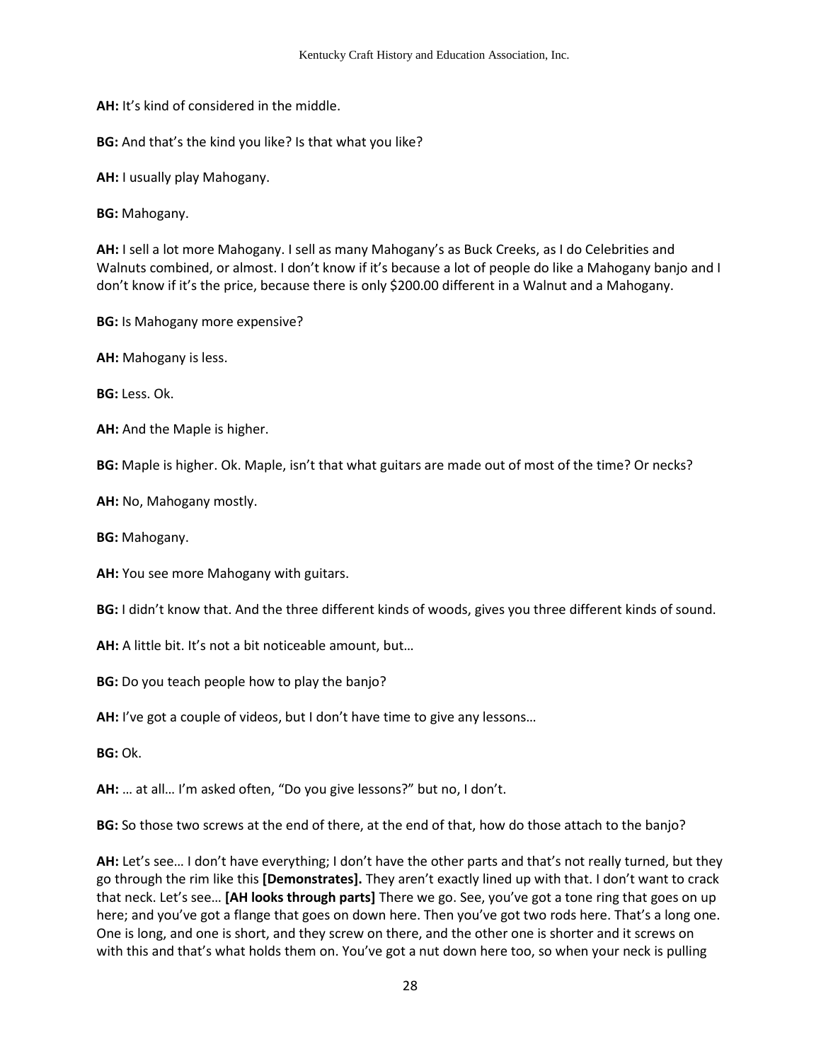**AH:** It's kind of considered in the middle.

**BG:** And that's the kind you like? Is that what you like?

**AH:** I usually play Mahogany.

**BG:** Mahogany.

**AH:** I sell a lot more Mahogany. I sell as many Mahogany's as Buck Creeks, as I do Celebrities and Walnuts combined, or almost. I don't know if it's because a lot of people do like a Mahogany banjo and I don't know if it's the price, because there is only $200.00 different in a Walnut and a Mahogany.

**BG:** Is Mahogany more expensive?

**AH:** Mahogany is less.

**BG:** Less. Ok.

**AH:** And the Maple is higher.

**BG:** Maple is higher. Ok. Maple, isn't that what guitars are made out of most of the time? Or necks?

**AH:** No, Mahogany mostly.

**BG:** Mahogany.

**AH:** You see more Mahogany with guitars.

**BG:** I didn't know that. And the three different kinds of woods, gives you three different kinds of sound.

**AH:** A little bit. It's not a bit noticeable amount, but…

**BG:** Do you teach people how to play the banjo?

**AH:** I've got a couple of videos, but I don't have time to give any lessons…

**BG:** Ok.

**AH:** … at all… I'm asked often, "Do you give lessons?" but no, I don't.

**BG:** So those two screws at the end of there, at the end of that, how do those attach to the banjo?

**AH:** Let's see… I don't have everything; I don't have the other parts and that's not really turned, but they go through the rim like this **[Demonstrates].** They aren't exactly lined up with that. I don't want to crack that neck. Let's see… **[AH looks through parts]** There we go. See, you've got a tone ring that goes on up here; and you've got a flange that goes on down here. Then you've got two rods here. That's a long one. One is long, and one is short, and they screw on there, and the other one is shorter and it screws on with this and that's what holds them on. You've got a nut down here too, so when your neck is pulling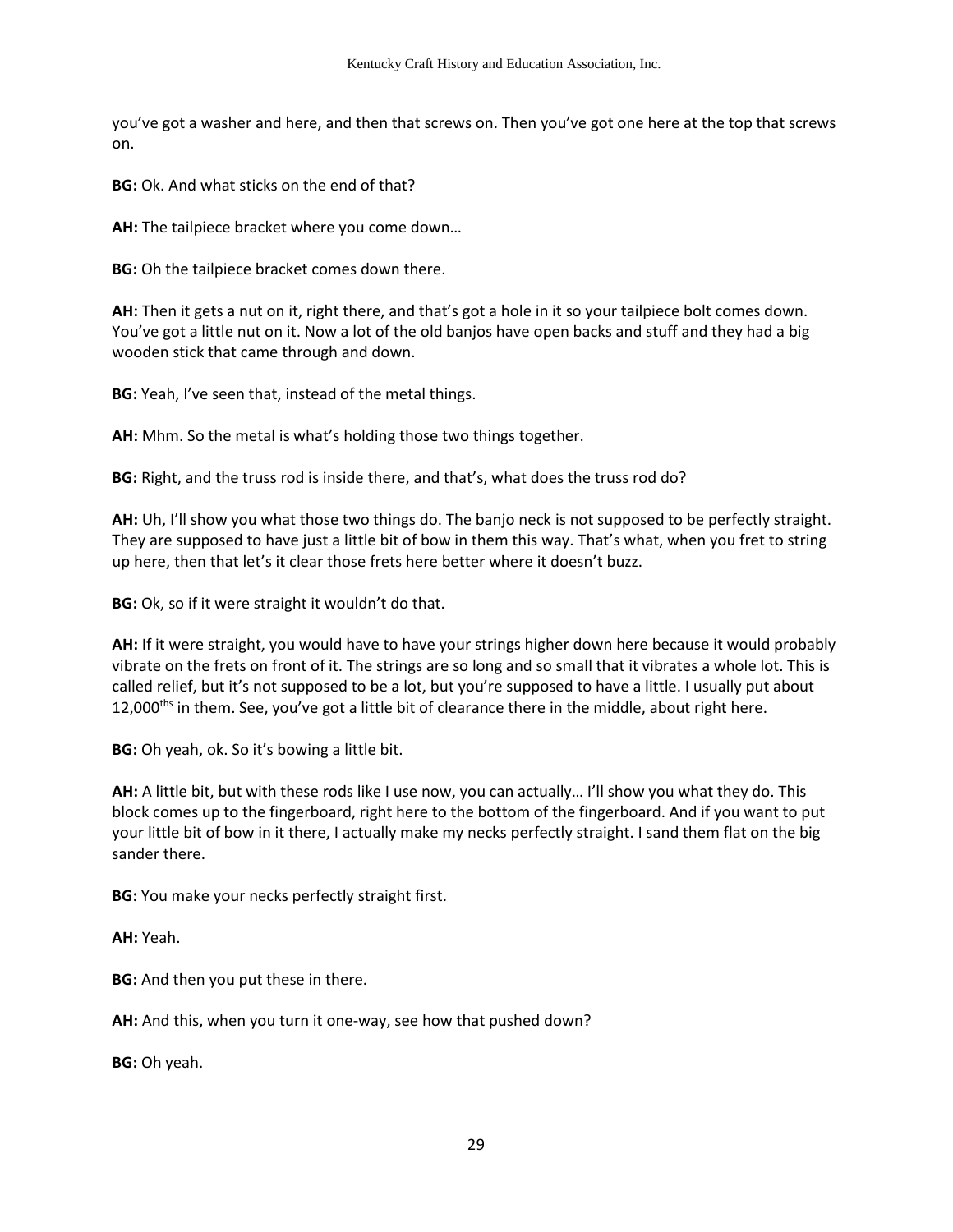you've got a washer and here, and then that screws on. Then you've got one here at the top that screws on.

**BG:** Ok. And what sticks on the end of that?

**AH:** The tailpiece bracket where you come down…

**BG:** Oh the tailpiece bracket comes down there.

**AH:** Then it gets a nut on it, right there, and that's got a hole in it so your tailpiece bolt comes down. You've got a little nut on it. Now a lot of the old banjos have open backs and stuff and they had a big wooden stick that came through and down.

**BG:** Yeah, I've seen that, instead of the metal things.

**AH:** Mhm. So the metal is what's holding those two things together.

**BG:** Right, and the truss rod is inside there, and that's, what does the truss rod do?

**AH:** Uh, I'll show you what those two things do. The banjo neck is not supposed to be perfectly straight. They are supposed to have just a little bit of bow in them this way. That's what, when you fret to string up here, then that let's it clear those frets here better where it doesn't buzz.

**BG:** Ok, so if it were straight it wouldn't do that.

**AH:** If it were straight, you would have to have your strings higher down here because it would probably vibrate on the frets on front of it. The strings are so long and so small that it vibrates a whole lot. This is called relief, but it's not supposed to be a lot, but you're supposed to have a little. I usually put about 12,000ths in them. See, you've got a little bit of clearance there in the middle, about right here.

**BG:** Oh yeah, ok. So it's bowing a little bit.

**AH:** A little bit, but with these rods like I use now, you can actually… I'll show you what they do. This block comes up to the fingerboard, right here to the bottom of the fingerboard. And if you want to put your little bit of bow in it there, I actually make my necks perfectly straight. I sand them flat on the big sander there.

**BG:** You make your necks perfectly straight first.

**AH:** Yeah.

**BG:** And then you put these in there.

**AH:** And this, when you turn it one-way, see how that pushed down?

**BG:** Oh yeah.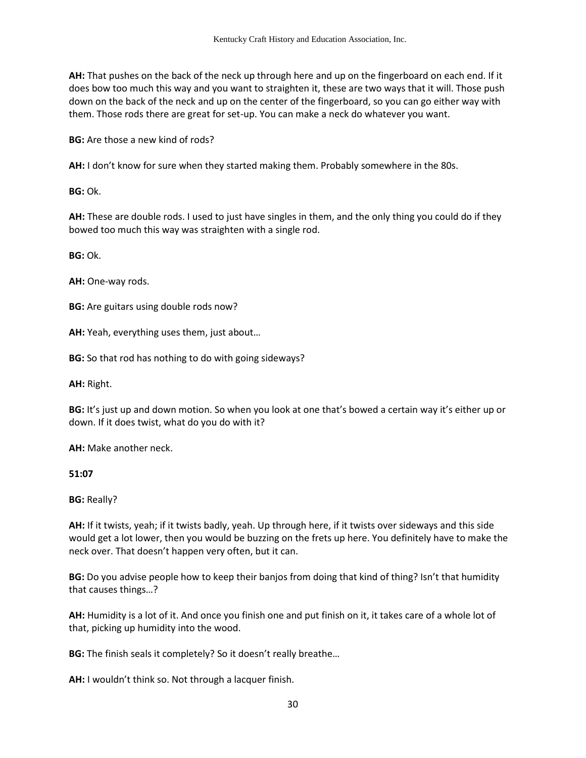**AH:** That pushes on the back of the neck up through here and up on the fingerboard on each end. If it does bow too much this way and you want to straighten it, these are two ways that it will. Those push down on the back of the neck and up on the center of the fingerboard, so you can go either way with them. Those rods there are great for set-up. You can make a neck do whatever you want.

**BG:** Are those a new kind of rods?

**AH:** I don't know for sure when they started making them. Probably somewhere in the 80s.

**BG:** Ok.

**AH:** These are double rods. I used to just have singles in them, and the only thing you could do if they bowed too much this way was straighten with a single rod.

**BG:** Ok.

**AH:** One-way rods.

**BG:** Are guitars using double rods now?

**AH:** Yeah, everything uses them, just about…

**BG:** So that rod has nothing to do with going sideways?

**AH:** Right.

**BG:** It's just up and down motion. So when you look at one that's bowed a certain way it's either up or down. If it does twist, what do you do with it?

**AH:** Make another neck.

**51:07**

**BG:** Really?

**AH:** If it twists, yeah; if it twists badly, yeah. Up through here, if it twists over sideways and this side would get a lot lower, then you would be buzzing on the frets up here. You definitely have to make the neck over. That doesn't happen very often, but it can.

**BG:** Do you advise people how to keep their banjos from doing that kind of thing? Isn't that humidity that causes things…?

**AH:** Humidity is a lot of it. And once you finish one and put finish on it, it takes care of a whole lot of that, picking up humidity into the wood.

**BG:** The finish seals it completely? So it doesn't really breathe…

**AH:** I wouldn't think so. Not through a lacquer finish.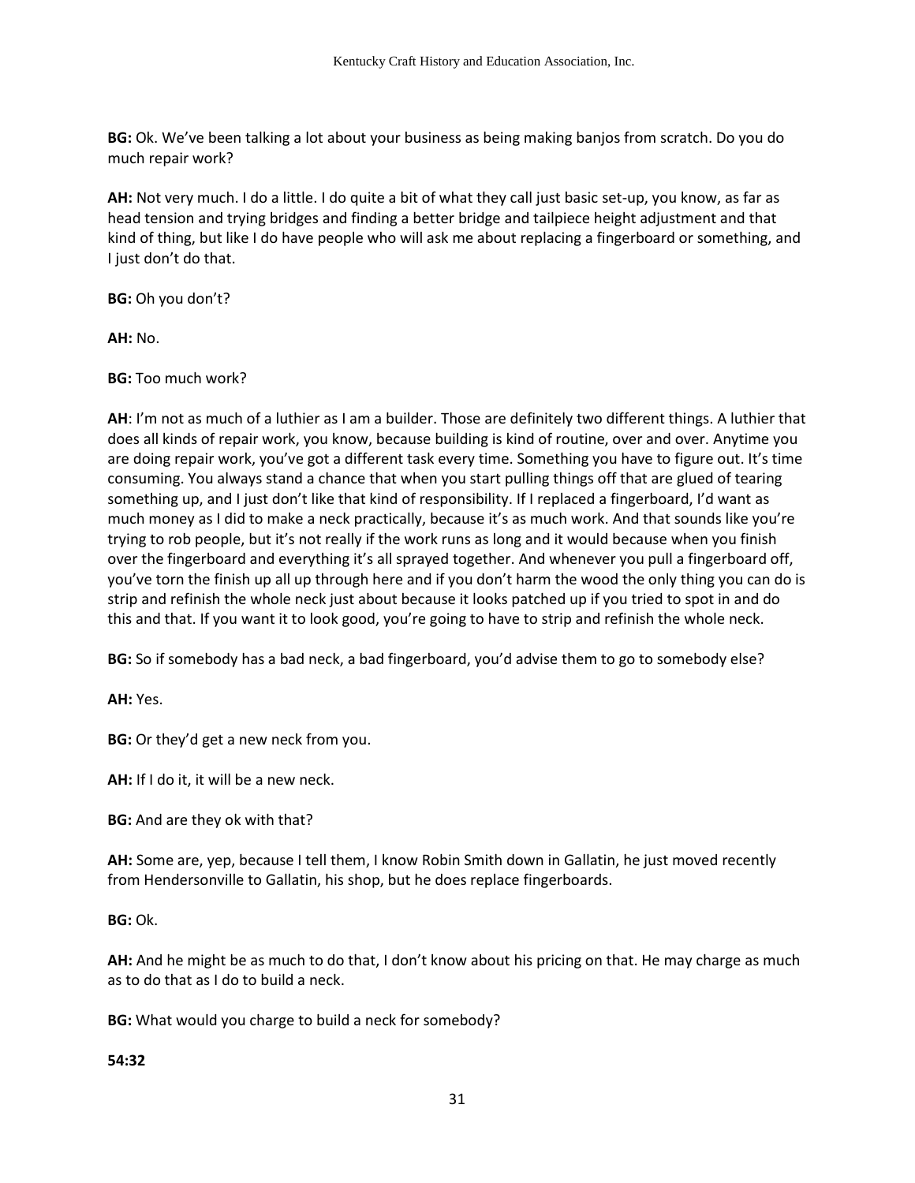**BG:** Ok. We've been talking a lot about your business as being making banjos from scratch. Do you do much repair work?

**AH:** Not very much. I do a little. I do quite a bit of what they call just basic set-up, you know, as far as head tension and trying bridges and finding a better bridge and tailpiece height adjustment and that kind of thing, but like I do have people who will ask me about replacing a fingerboard or something, and I just don't do that.

**BG:** Oh you don't?

**AH:** No.

**BG:** Too much work?

**AH**: I'm not as much of a luthier as I am a builder. Those are definitely two different things. A luthier that does all kinds of repair work, you know, because building is kind of routine, over and over. Anytime you are doing repair work, you've got a different task every time. Something you have to figure out. It's time consuming. You always stand a chance that when you start pulling things off that are glued of tearing something up, and I just don't like that kind of responsibility. If I replaced a fingerboard, I'd want as much money as I did to make a neck practically, because it's as much work. And that sounds like you're trying to rob people, but it's not really if the work runs as long and it would because when you finish over the fingerboard and everything it's all sprayed together. And whenever you pull a fingerboard off, you've torn the finish up all up through here and if you don't harm the wood the only thing you can do is strip and refinish the whole neck just about because it looks patched up if you tried to spot in and do this and that. If you want it to look good, you're going to have to strip and refinish the whole neck.

**BG:** So if somebody has a bad neck, a bad fingerboard, you'd advise them to go to somebody else?

**AH:** Yes.

**BG:** Or they'd get a new neck from you.

**AH:** If I do it, it will be a new neck.

**BG:** And are they ok with that?

**AH:** Some are, yep, because I tell them, I know Robin Smith down in Gallatin, he just moved recently from Hendersonville to Gallatin, his shop, but he does replace fingerboards.

**BG:** Ok.

**AH:** And he might be as much to do that, I don't know about his pricing on that. He may charge as much as to do that as I do to build a neck.

**BG:** What would you charge to build a neck for somebody?

**54:32**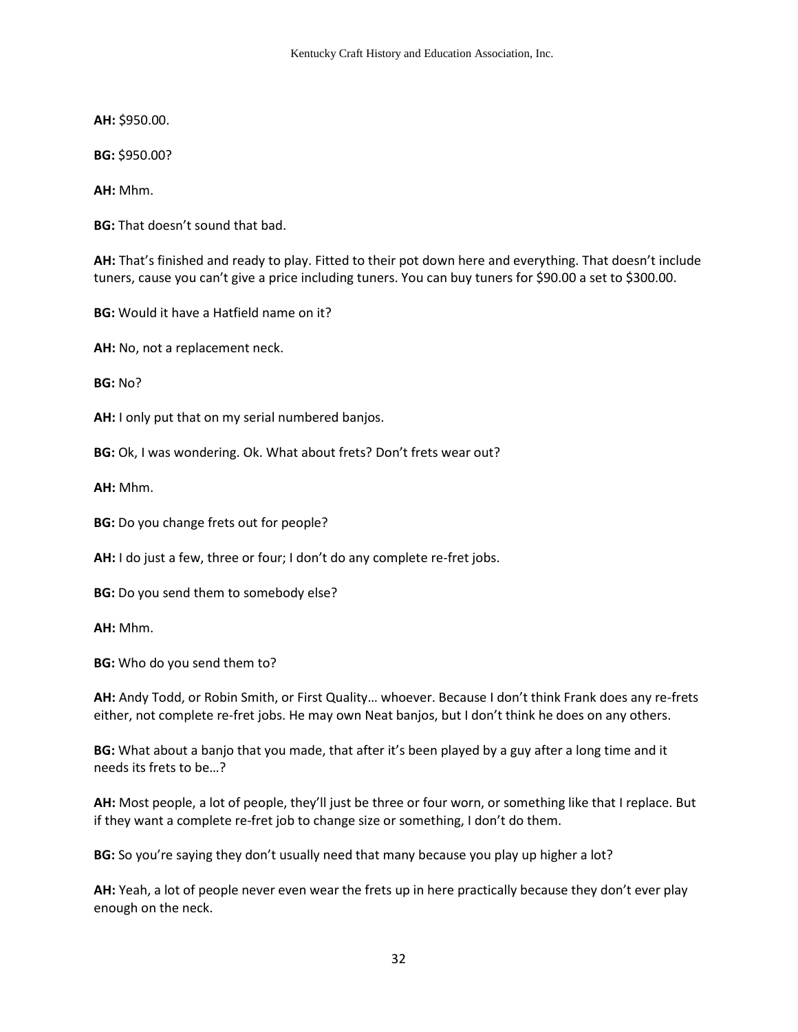**AH:** $950.00.

**BG:** $950.00?

**AH:** Mhm.

**BG:** That doesn't sound that bad.

**AH:** That's finished and ready to play. Fitted to their pot down here and everything. That doesn't include tuners, cause you can't give a price including tuners. You can buy tuners for $90.00 a set to $300.00.

**BG:** Would it have a Hatfield name on it?

**AH:** No, not a replacement neck.

**BG:** No?

**AH:** I only put that on my serial numbered banjos.

**BG:** Ok, I was wondering. Ok. What about frets? Don't frets wear out?

**AH:** Mhm.

**BG:** Do you change frets out for people?

**AH:** I do just a few, three or four; I don't do any complete re-fret jobs.

**BG:** Do you send them to somebody else?

**AH:** Mhm.

**BG:** Who do you send them to?

**AH:** Andy Todd, or Robin Smith, or First Quality… whoever. Because I don't think Frank does any re-frets either, not complete re-fret jobs. He may own Neat banjos, but I don't think he does on any others.

**BG:** What about a banjo that you made, that after it's been played by a guy after a long time and it needs its frets to be…?

**AH:** Most people, a lot of people, they'll just be three or four worn, or something like that I replace. But if they want a complete re-fret job to change size or something, I don't do them.

**BG:** So you're saying they don't usually need that many because you play up higher a lot?

**AH:** Yeah, a lot of people never even wear the frets up in here practically because they don't ever play enough on the neck.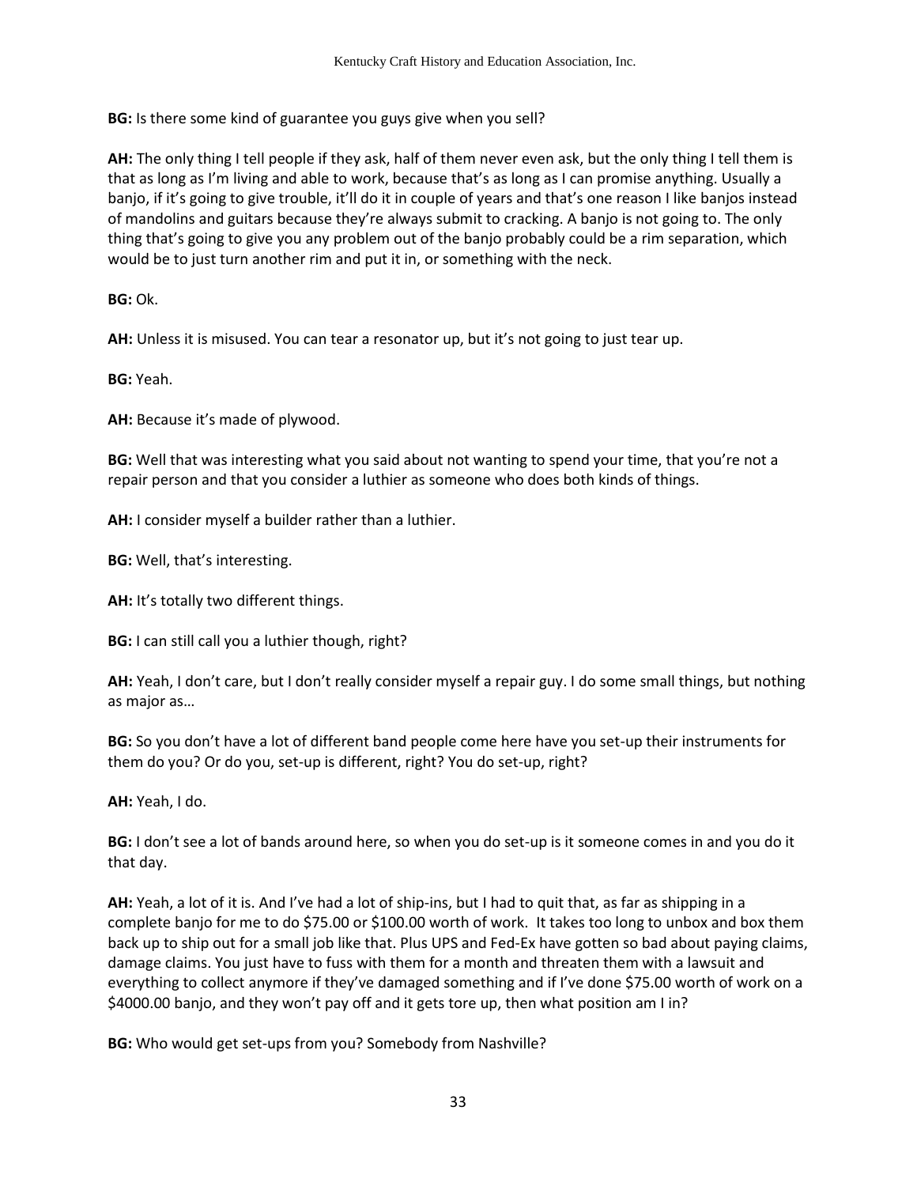**BG:** Is there some kind of guarantee you guys give when you sell?

**AH:** The only thing I tell people if they ask, half of them never even ask, but the only thing I tell them is that as long as I'm living and able to work, because that's as long as I can promise anything. Usually a banjo, if it's going to give trouble, it'll do it in couple of years and that's one reason I like banjos instead of mandolins and guitars because they're always submit to cracking. A banjo is not going to. The only thing that's going to give you any problem out of the banjo probably could be a rim separation, which would be to just turn another rim and put it in, or something with the neck.

**BG:** Ok.

**AH:** Unless it is misused. You can tear a resonator up, but it's not going to just tear up.

**BG:** Yeah.

**AH:** Because it's made of plywood.

**BG:** Well that was interesting what you said about not wanting to spend your time, that you're not a repair person and that you consider a luthier as someone who does both kinds of things.

**AH:** I consider myself a builder rather than a luthier.

**BG:** Well, that's interesting.

**AH:** It's totally two different things.

**BG:** I can still call you a luthier though, right?

**AH:** Yeah, I don't care, but I don't really consider myself a repair guy. I do some small things, but nothing as major as…

**BG:** So you don't have a lot of different band people come here have you set-up their instruments for them do you? Or do you, set-up is different, right? You do set-up, right?

**AH:** Yeah, I do.

**BG:** I don't see a lot of bands around here, so when you do set-up is it someone comes in and you do it that day.

**AH:** Yeah, a lot of it is. And I've had a lot of ship-ins, but I had to quit that, as far as shipping in a complete banjo for me to do $75.00 or $100.00 worth of work. It takes too long to unbox and box them back up to ship out for a small job like that. Plus UPS and Fed-Ex have gotten so bad about paying claims, damage claims. You just have to fuss with them for a month and threaten them with a lawsuit and everything to collect anymore if they've damaged something and if I've done $75.00 worth of work on a $4000.00 banjo, and they won't pay off and it gets tore up, then what position am I in?

**BG:** Who would get set-ups from you? Somebody from Nashville?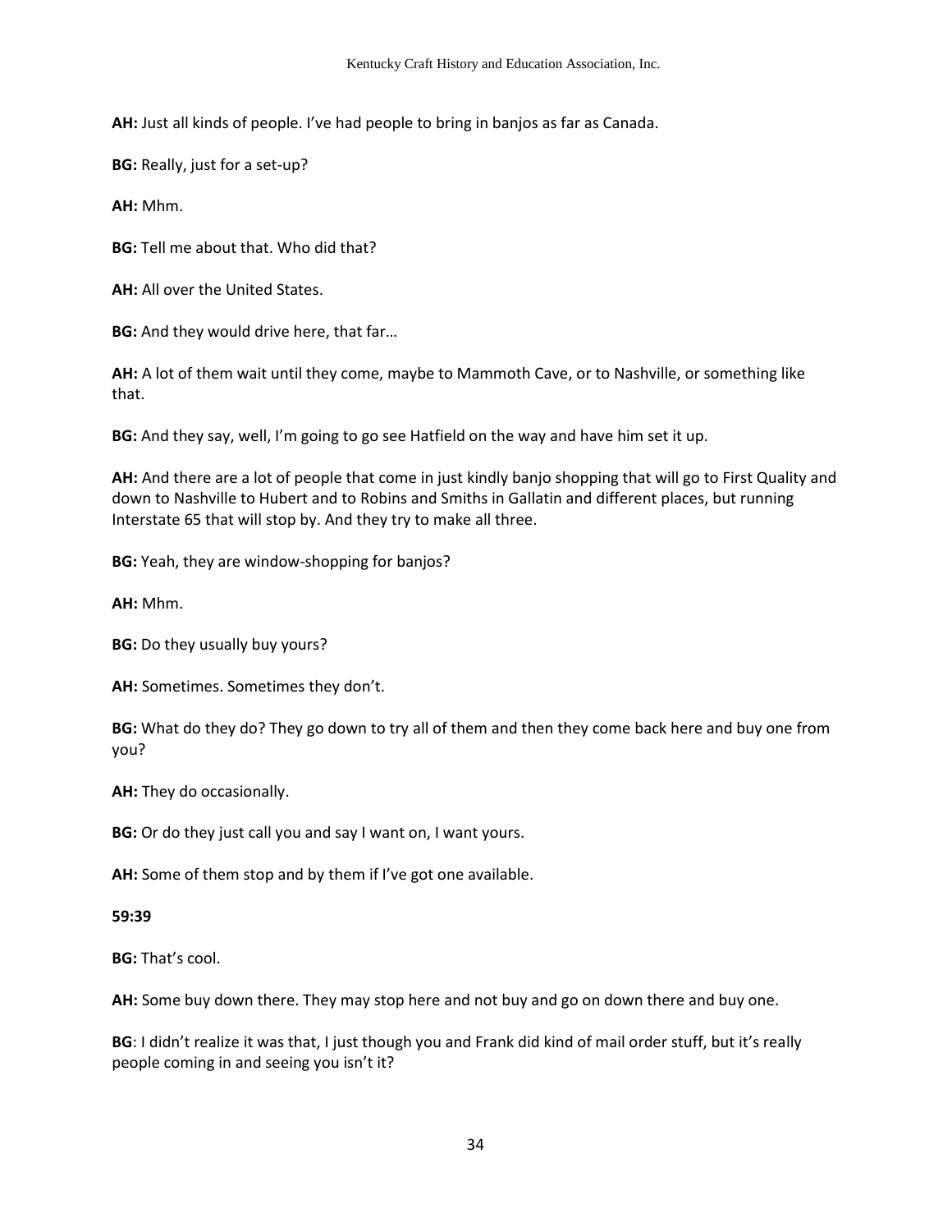**AH:** Just all kinds of people. I've had people to bring in banjos as far as Canada.

**BG:** Really, just for a set-up?

**AH:** Mhm.

**BG:** Tell me about that. Who did that?

**AH:** All over the United States.

**BG:** And they would drive here, that far…

**AH:** A lot of them wait until they come, maybe to Mammoth Cave, or to Nashville, or something like that.

**BG:** And they say, well, I'm going to go see Hatfield on the way and have him set it up.

**AH:** And there are a lot of people that come in just kindly banjo shopping that will go to First Quality and down to Nashville to Hubert and to Robins and Smiths in Gallatin and different places, but running Interstate 65 that will stop by. And they try to make all three.

**BG:** Yeah, they are window-shopping for banjos?

**AH:** Mhm.

**BG:** Do they usually buy yours?

**AH:** Sometimes. Sometimes they don't.

**BG:** What do they do? They go down to try all of them and then they come back here and buy one from you?

**AH:** They do occasionally.

**BG:** Or do they just call you and say I want on, I want yours.

**AH:** Some of them stop and by them if I've got one available.

**59:39**

**BG:** That's cool.

**AH:** Some buy down there. They may stop here and not buy and go on down there and buy one.

**BG**: I didn't realize it was that, I just though you and Frank did kind of mail order stuff, but it's really people coming in and seeing you isn't it?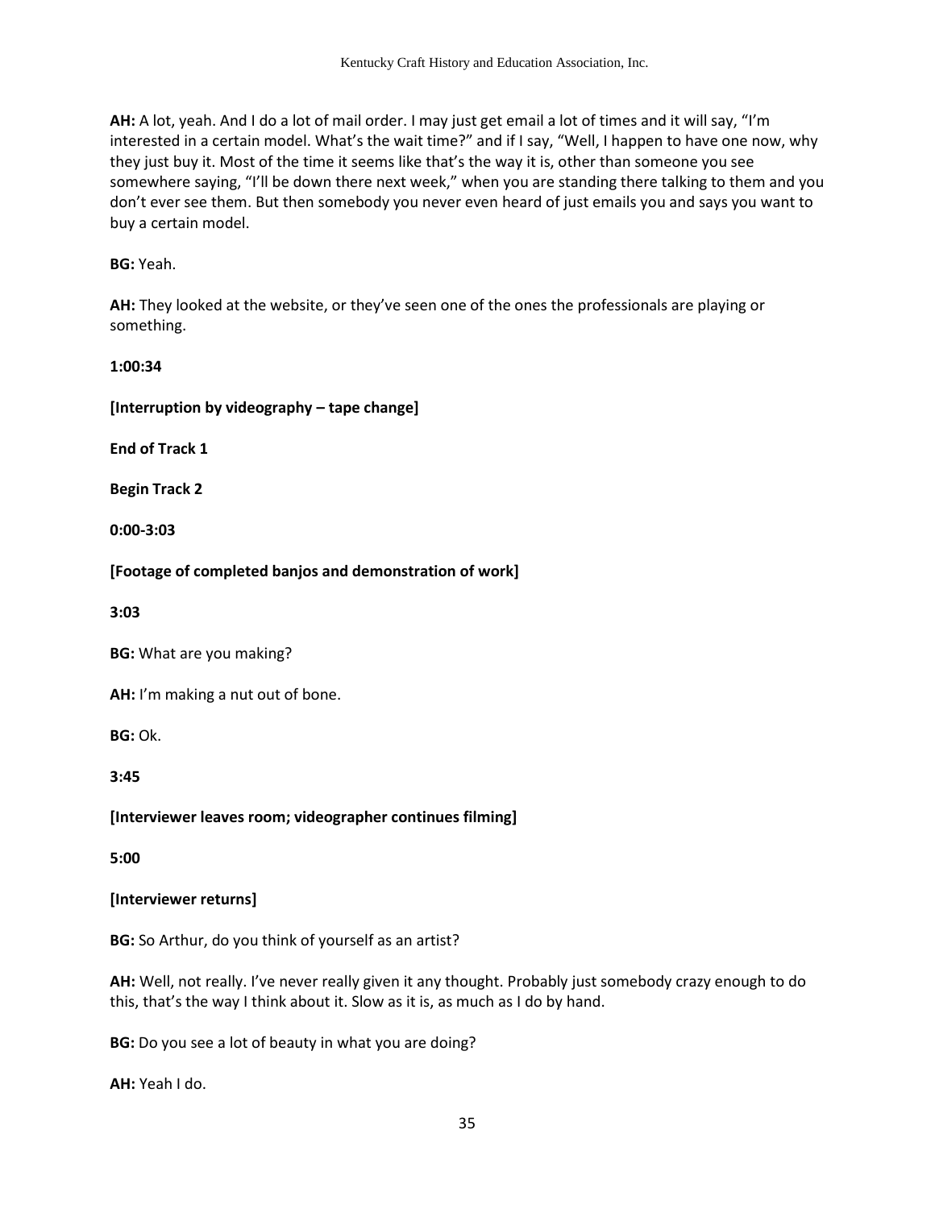**AH:** A lot, yeah. And I do a lot of mail order. I may just get email a lot of times and it will say, "I'm interested in a certain model. What's the wait time?" and if I say, "Well, I happen to have one now, why they just buy it. Most of the time it seems like that's the way it is, other than someone you see somewhere saying, "I'll be down there next week," when you are standing there talking to them and you don't ever see them. But then somebody you never even heard of just emails you and says you want to buy a certain model.

**BG:** Yeah.

**AH:** They looked at the website, or they've seen one of the ones the professionals are playing or something.

**1:00:34**

**[Interruption by videography – tape change]**

**End of Track 1**

**Begin Track 2**

**0:00-3:03**

**[Footage of completed banjos and demonstration of work]**

**3:03**

**BG:** What are you making?

**AH:** I'm making a nut out of bone.

**BG:** Ok.

**3:45**

**[Interviewer leaves room; videographer continues filming]**

**5:00**

**[Interviewer returns]**

**BG:** So Arthur, do you think of yourself as an artist?

**AH:** Well, not really. I've never really given it any thought. Probably just somebody crazy enough to do this, that's the way I think about it. Slow as it is, as much as I do by hand.

**BG:** Do you see a lot of beauty in what you are doing?

**AH:** Yeah I do.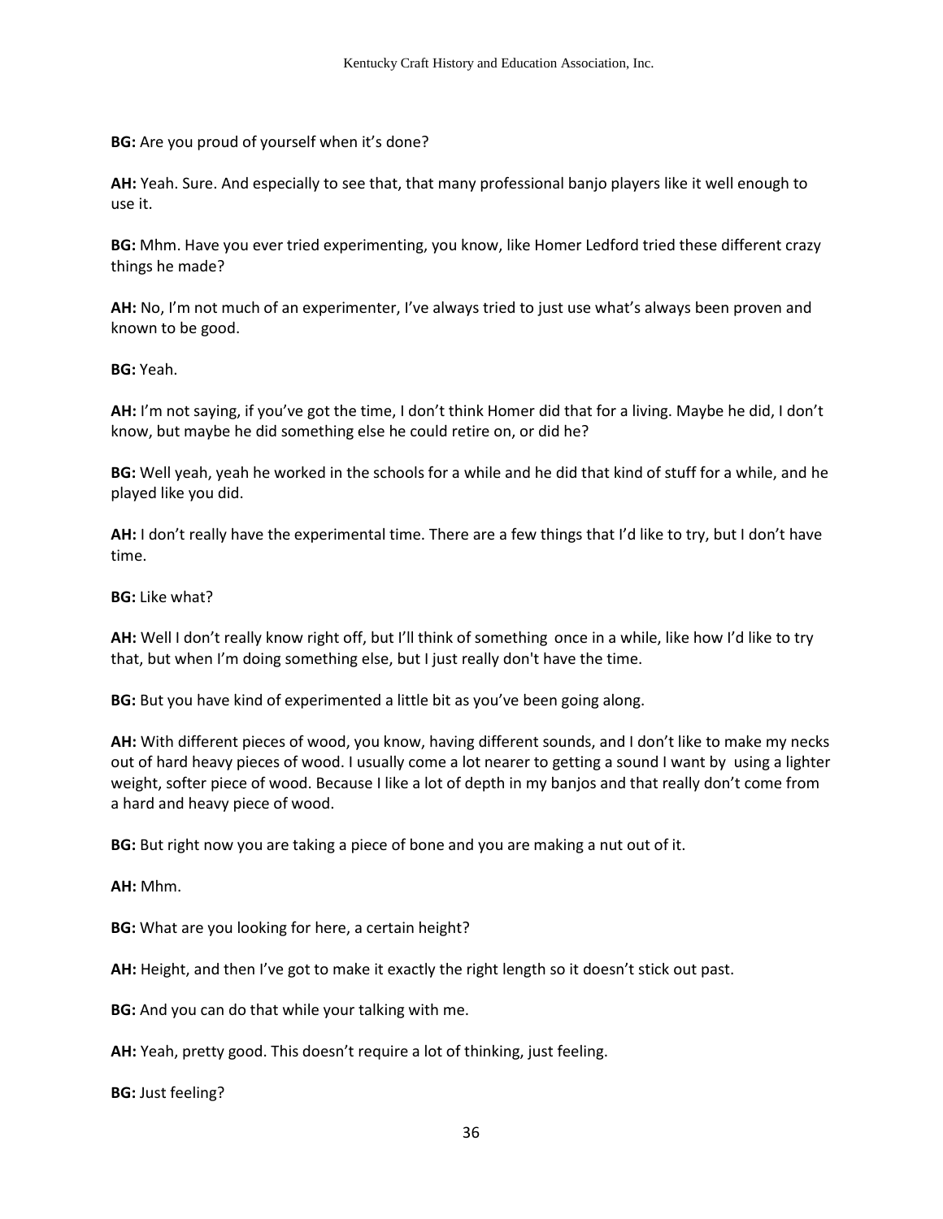**BG:** Are you proud of yourself when it's done?

**AH:** Yeah. Sure. And especially to see that, that many professional banjo players like it well enough to use it.

**BG:** Mhm. Have you ever tried experimenting, you know, like Homer Ledford tried these different crazy things he made?

**AH:** No, I'm not much of an experimenter, I've always tried to just use what's always been proven and known to be good.

**BG:** Yeah.

**AH:** I'm not saying, if you've got the time, I don't think Homer did that for a living. Maybe he did, I don't know, but maybe he did something else he could retire on, or did he?

**BG:** Well yeah, yeah he worked in the schools for a while and he did that kind of stuff for a while, and he played like you did.

**AH:** I don't really have the experimental time. There are a few things that I'd like to try, but I don't have time.

**BG:** Like what?

**AH:** Well I don't really know right off, but I'll think of something once in a while, like how I'd like to try that, but when I'm doing something else, but I just really don't have the time.

**BG:** But you have kind of experimented a little bit as you've been going along.

**AH:** With different pieces of wood, you know, having different sounds, and I don't like to make my necks out of hard heavy pieces of wood. I usually come a lot nearer to getting a sound I want by using a lighter weight, softer piece of wood. Because I like a lot of depth in my banjos and that really don't come from a hard and heavy piece of wood.

**BG:** But right now you are taking a piece of bone and you are making a nut out of it.

**AH:** Mhm.

**BG:** What are you looking for here, a certain height?

**AH:** Height, and then I've got to make it exactly the right length so it doesn't stick out past.

**BG:** And you can do that while your talking with me.

**AH:** Yeah, pretty good. This doesn't require a lot of thinking, just feeling.

**BG:** Just feeling?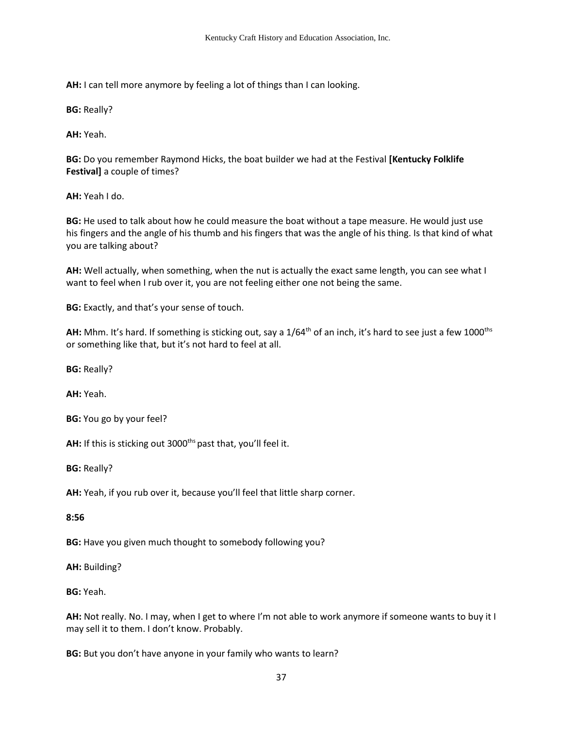**AH:** I can tell more anymore by feeling a lot of things than I can looking.

**BG:** Really?

**AH:** Yeah.

**BG:** Do you remember Raymond Hicks, the boat builder we had at the Festival **[Kentucky Folklife Festival]** a couple of times?

**AH:** Yeah I do.

**BG:** He used to talk about how he could measure the boat without a tape measure. He would just use his fingers and the angle of his thumb and his fingers that was the angle of his thing. Is that kind of what you are talking about?

**AH:** Well actually, when something, when the nut is actually the exact same length, you can see what I want to feel when I rub over it, you are not feeling either one not being the same.

**BG:** Exactly, and that's your sense of touch.

**AH:** Mhm. It's hard. If something is sticking out, say a 1/64th of an inch, it's hard to see just a few 1000ths or something like that, but it's not hard to feel at all.

**BG:** Really?

**AH:** Yeah.

**BG:** You go by your feel?

**AH:** If this is sticking out 3000ths past that, you'll feel it.

**BG:** Really?

**AH:** Yeah, if you rub over it, because you'll feel that little sharp corner.

**8:56**

**BG:** Have you given much thought to somebody following you?

**AH:** Building?

**BG:** Yeah.

**AH:** Not really. No. I may, when I get to where I'm not able to work anymore if someone wants to buy it I may sell it to them. I don't know. Probably.

**BG:** But you don't have anyone in your family who wants to learn?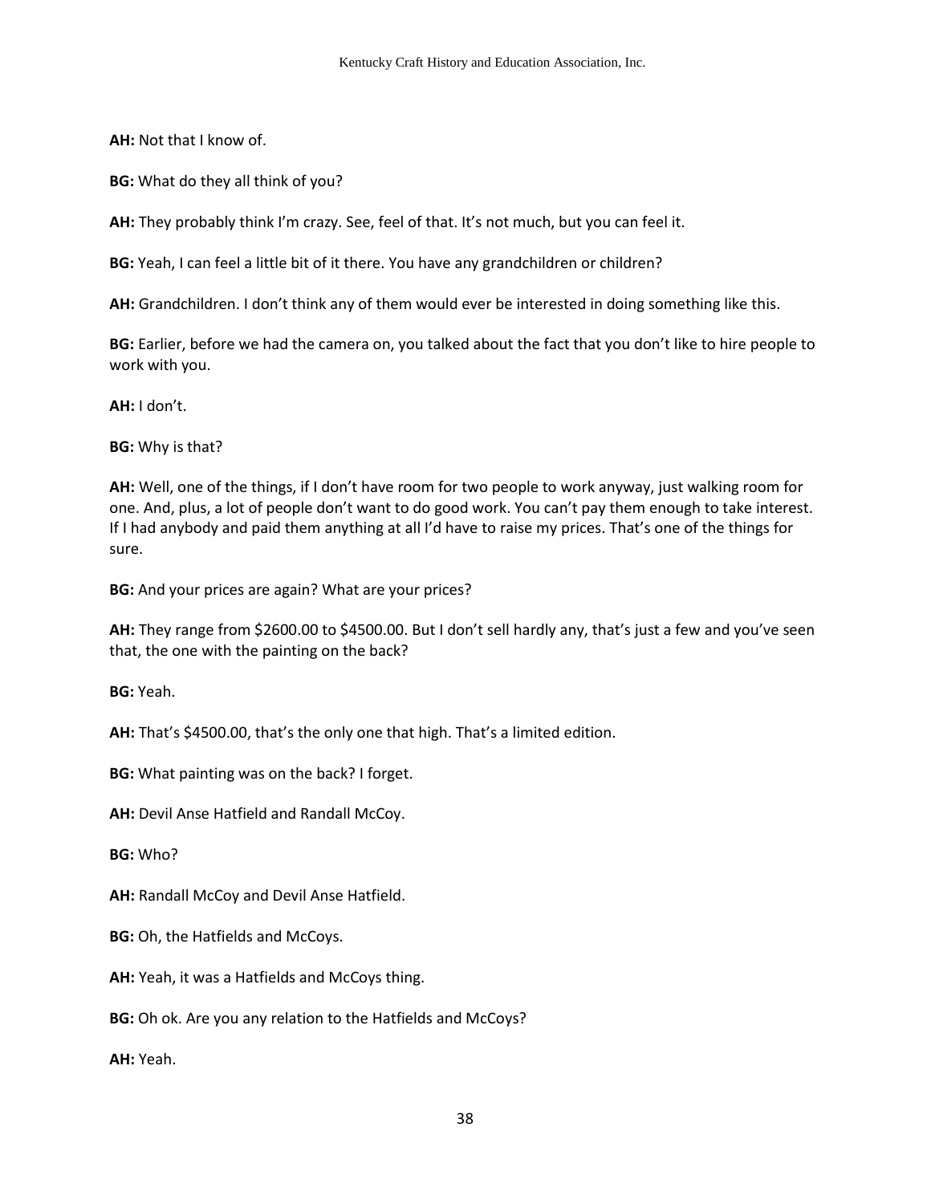**AH:** Not that I know of.

**BG:** What do they all think of you?

**AH:** They probably think I'm crazy. See, feel of that. It's not much, but you can feel it.

**BG:** Yeah, I can feel a little bit of it there. You have any grandchildren or children?

**AH:** Grandchildren. I don't think any of them would ever be interested in doing something like this.

**BG:** Earlier, before we had the camera on, you talked about the fact that you don't like to hire people to work with you.

**AH:** I don't.

**BG:** Why is that?

**AH:** Well, one of the things, if I don't have room for two people to work anyway, just walking room for one. And, plus, a lot of people don't want to do good work. You can't pay them enough to take interest. If I had anybody and paid them anything at all I'd have to raise my prices. That's one of the things for sure.

**BG:** And your prices are again? What are your prices?

**AH:** They range from $2600.00 to $4500.00. But I don't sell hardly any, that's just a few and you've seen that, the one with the painting on the back?

**BG:** Yeah.

**AH:** That's $4500.00, that's the only one that high. That's a limited edition.

**BG:** What painting was on the back? I forget.

**AH:** Devil Anse Hatfield and Randall McCoy.

**BG:** Who?

**AH:** Randall McCoy and Devil Anse Hatfield.

**BG:** Oh, the Hatfields and McCoys.

**AH:** Yeah, it was a Hatfields and McCoys thing.

**BG:** Oh ok. Are you any relation to the Hatfields and McCoys?

**AH:** Yeah.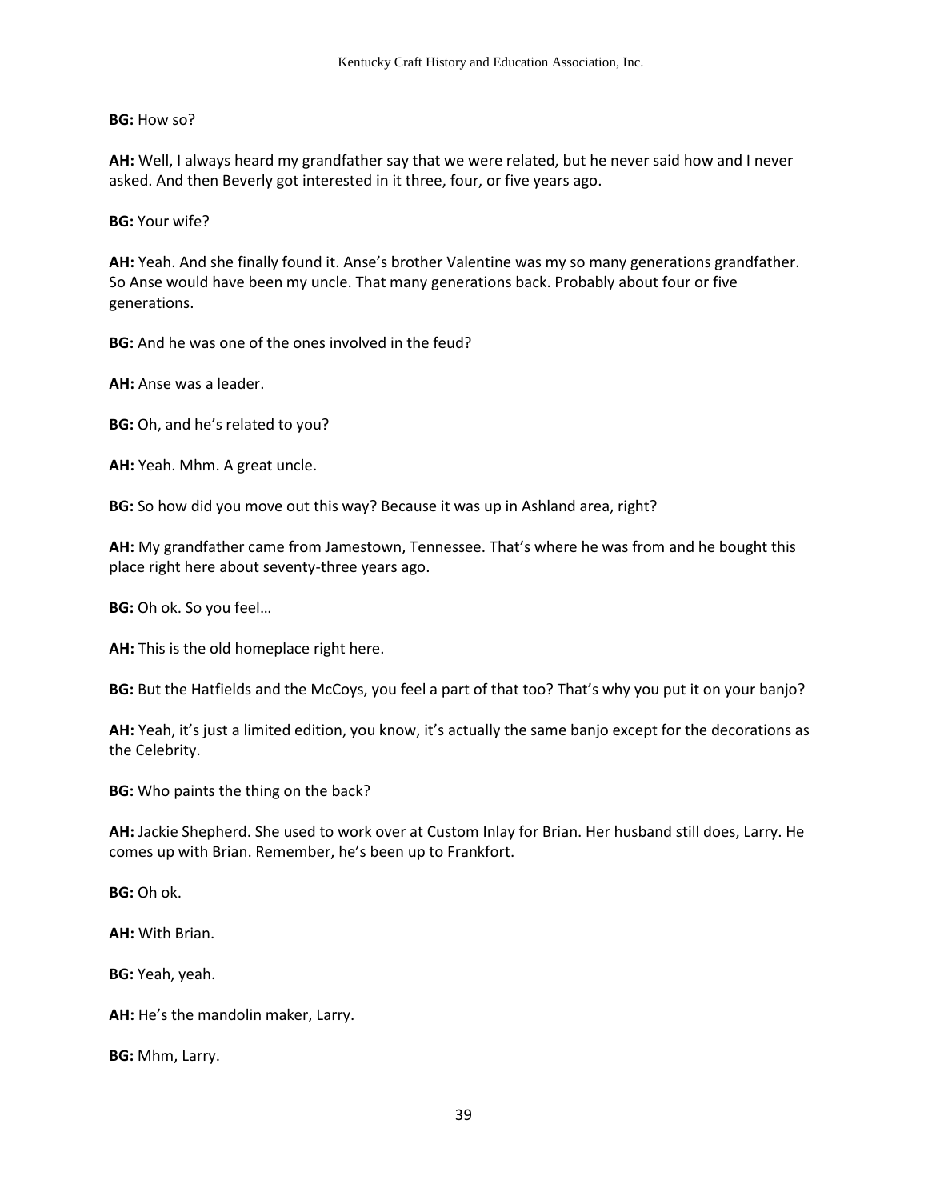**BG:** How so?

**AH:** Well, I always heard my grandfather say that we were related, but he never said how and I never asked. And then Beverly got interested in it three, four, or five years ago.

**BG:** Your wife?

**AH:** Yeah. And she finally found it. Anse's brother Valentine was my so many generations grandfather. So Anse would have been my uncle. That many generations back. Probably about four or five generations.

**BG:** And he was one of the ones involved in the feud?

**AH:** Anse was a leader.

**BG:** Oh, and he's related to you?

**AH:** Yeah. Mhm. A great uncle.

**BG:** So how did you move out this way? Because it was up in Ashland area, right?

**AH:** My grandfather came from Jamestown, Tennessee. That's where he was from and he bought this place right here about seventy-three years ago.

**BG:** Oh ok. So you feel…

**AH:** This is the old homeplace right here.

**BG:** But the Hatfields and the McCoys, you feel a part of that too? That's why you put it on your banjo?

**AH:** Yeah, it's just a limited edition, you know, it's actually the same banjo except for the decorations as the Celebrity.

**BG:** Who paints the thing on the back?

**AH:** Jackie Shepherd. She used to work over at Custom Inlay for Brian. Her husband still does, Larry. He comes up with Brian. Remember, he's been up to Frankfort.

**BG:** Oh ok.

**AH:** With Brian.

**BG:** Yeah, yeah.

**AH:** He's the mandolin maker, Larry.

**BG:** Mhm, Larry.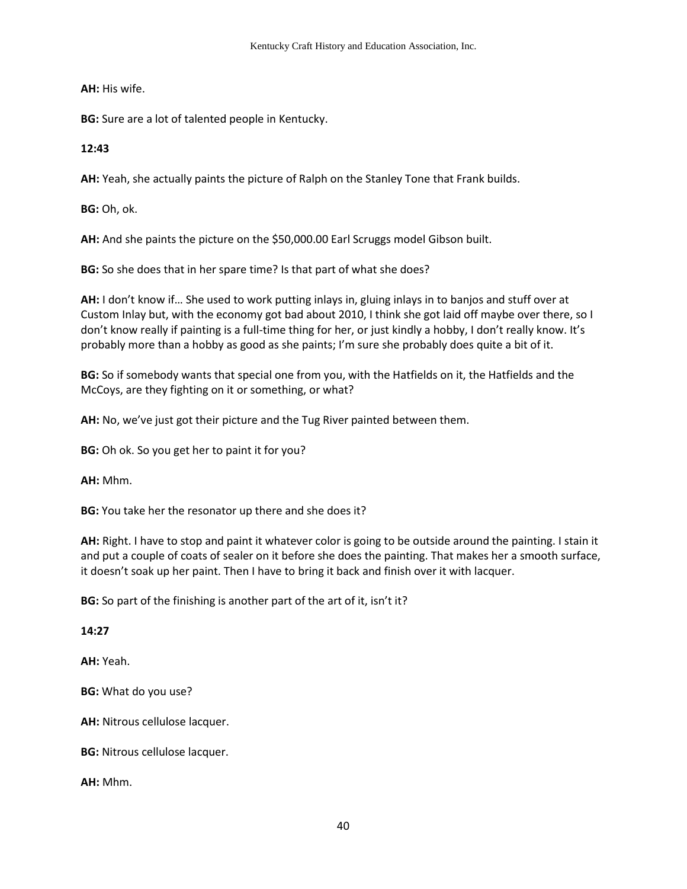**AH:** His wife.

**BG:** Sure are a lot of talented people in Kentucky.

**12:43**

**AH:** Yeah, she actually paints the picture of Ralph on the Stanley Tone that Frank builds.

**BG:** Oh, ok.

**AH:** And she paints the picture on the $50,000.00 Earl Scruggs model Gibson built.

**BG:** So she does that in her spare time? Is that part of what she does?

**AH:** I don't know if… She used to work putting inlays in, gluing inlays in to banjos and stuff over at Custom Inlay but, with the economy got bad about 2010, I think she got laid off maybe over there, so I don't know really if painting is a full-time thing for her, or just kindly a hobby, I don't really know. It's probably more than a hobby as good as she paints; I'm sure she probably does quite a bit of it.

**BG:** So if somebody wants that special one from you, with the Hatfields on it, the Hatfields and the McCoys, are they fighting on it or something, or what?

**AH:** No, we've just got their picture and the Tug River painted between them.

**BG:** Oh ok. So you get her to paint it for you?

**AH:** Mhm.

**BG:** You take her the resonator up there and she does it?

**AH:** Right. I have to stop and paint it whatever color is going to be outside around the painting. I stain it and put a couple of coats of sealer on it before she does the painting. That makes her a smooth surface, it doesn't soak up her paint. Then I have to bring it back and finish over it with lacquer.

**BG:** So part of the finishing is another part of the art of it, isn't it?

**14:27**

**AH:** Yeah.

**BG:** What do you use?

**AH:** Nitrous cellulose lacquer.

**BG:** Nitrous cellulose lacquer.

**AH:** Mhm.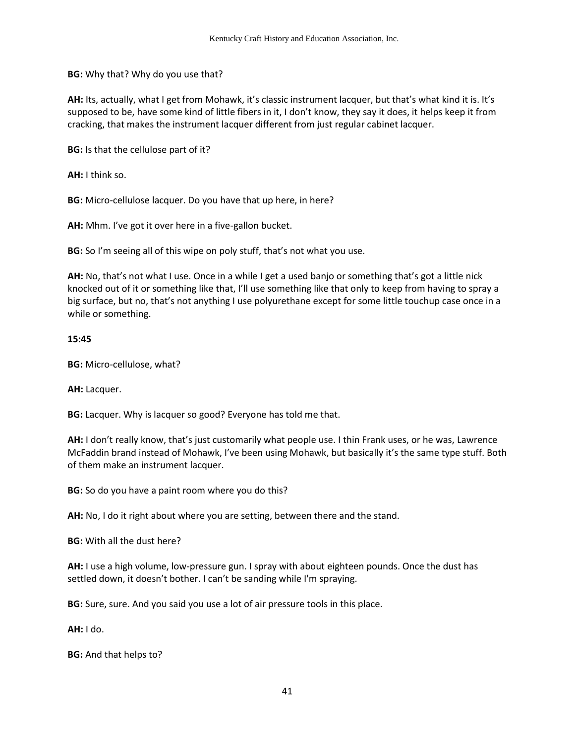**BG:** Why that? Why do you use that?

**AH:** Its, actually, what I get from Mohawk, it's classic instrument lacquer, but that's what kind it is. It's supposed to be, have some kind of little fibers in it, I don't know, they say it does, it helps keep it from cracking, that makes the instrument lacquer different from just regular cabinet lacquer.

**BG:** Is that the cellulose part of it?

**AH:** I think so.

**BG:** Micro-cellulose lacquer. Do you have that up here, in here?

**AH:** Mhm. I've got it over here in a five-gallon bucket.

**BG:** So I'm seeing all of this wipe on poly stuff, that's not what you use.

**AH:** No, that's not what I use. Once in a while I get a used banjo or something that's got a little nick knocked out of it or something like that, I'll use something like that only to keep from having to spray a big surface, but no, that's not anything I use polyurethane except for some little touchup case once in a while or something.

**15:45**

**BG:** Micro-cellulose, what?

**AH:** Lacquer.

**BG:** Lacquer. Why is lacquer so good? Everyone has told me that.

**AH:** I don't really know, that's just customarily what people use. I thin Frank uses, or he was, Lawrence McFaddin brand instead of Mohawk, I've been using Mohawk, but basically it's the same type stuff. Both of them make an instrument lacquer.

**BG:** So do you have a paint room where you do this?

**AH:** No, I do it right about where you are setting, between there and the stand.

**BG:** With all the dust here?

**AH:** I use a high volume, low-pressure gun. I spray with about eighteen pounds. Once the dust has settled down, it doesn't bother. I can't be sanding while I'm spraying.

**BG:** Sure, sure. And you said you use a lot of air pressure tools in this place.

**AH:** I do.

**BG:** And that helps to?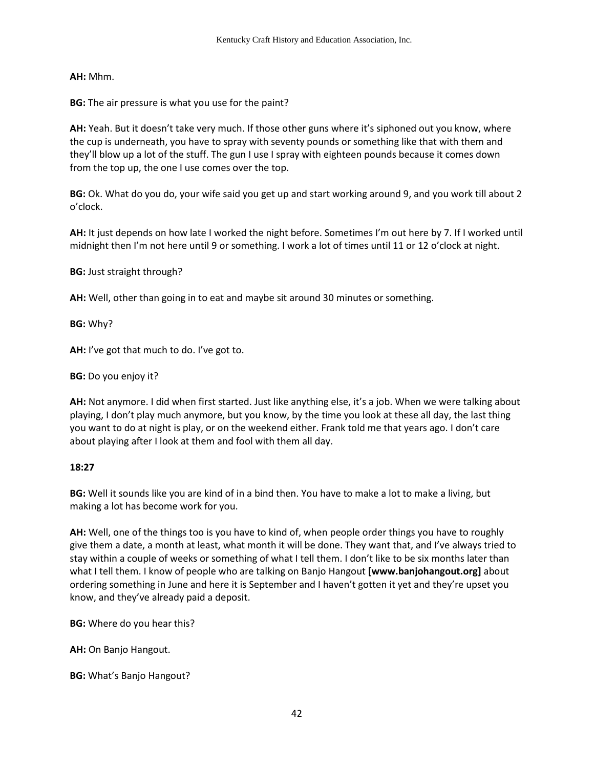**AH:** Mhm.

**BG:** The air pressure is what you use for the paint?

**AH:** Yeah. But it doesn't take very much. If those other guns where it's siphoned out you know, where the cup is underneath, you have to spray with seventy pounds or something like that with them and they'll blow up a lot of the stuff. The gun I use I spray with eighteen pounds because it comes down from the top up, the one I use comes over the top.

**BG:** Ok. What do you do, your wife said you get up and start working around 9, and you work till about 2 o'clock.

**AH:** It just depends on how late I worked the night before. Sometimes I'm out here by 7. If I worked until midnight then I'm not here until 9 or something. I work a lot of times until 11 or 12 o'clock at night.

**BG:** Just straight through?

**AH:** Well, other than going in to eat and maybe sit around 30 minutes or something.

**BG:** Why?

**AH:** I've got that much to do. I've got to.

**BG:** Do you enjoy it?

**AH:** Not anymore. I did when first started. Just like anything else, it's a job. When we were talking about playing, I don't play much anymore, but you know, by the time you look at these all day, the last thing you want to do at night is play, or on the weekend either. Frank told me that years ago. I don't care about playing after I look at them and fool with them all day.

**18:27**

**BG:** Well it sounds like you are kind of in a bind then. You have to make a lot to make a living, but making a lot has become work for you.

**AH:** Well, one of the things too is you have to kind of, when people order things you have to roughly give them a date, a month at least, what month it will be done. They want that, and I've always tried to stay within a couple of weeks or something of what I tell them. I don't like to be six months later than what I tell them. I know of people who are talking on Banjo Hangout **[www.banjohangout.org]** about ordering something in June and here it is September and I haven't gotten it yet and they're upset you know, and they've already paid a deposit.

**BG:** Where do you hear this?

**AH:** On Banjo Hangout.

**BG:** What's Banjo Hangout?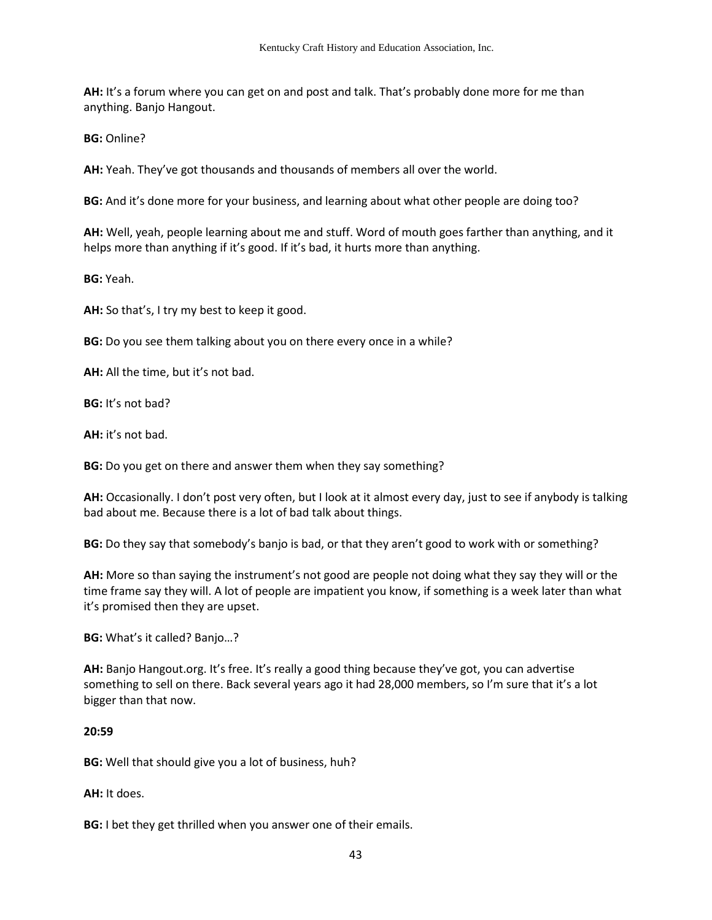**AH:** It's a forum where you can get on and post and talk. That's probably done more for me than anything. Banjo Hangout.

**BG:** Online?

**AH:** Yeah. They've got thousands and thousands of members all over the world.

**BG:** And it's done more for your business, and learning about what other people are doing too?

**AH:** Well, yeah, people learning about me and stuff. Word of mouth goes farther than anything, and it helps more than anything if it's good. If it's bad, it hurts more than anything.

**BG:** Yeah.

**AH:** So that's, I try my best to keep it good.

**BG:** Do you see them talking about you on there every once in a while?

**AH:** All the time, but it's not bad.

**BG:** It's not bad?

**AH:** it's not bad.

**BG:** Do you get on there and answer them when they say something?

**AH:** Occasionally. I don't post very often, but I look at it almost every day, just to see if anybody is talking bad about me. Because there is a lot of bad talk about things.

**BG:** Do they say that somebody's banjo is bad, or that they aren't good to work with or something?

**AH:** More so than saying the instrument's not good are people not doing what they say they will or the time frame say they will. A lot of people are impatient you know, if something is a week later than what it's promised then they are upset.

**BG:** What's it called? Banjo…?

**AH:** Banjo Hangout.org. It's free. It's really a good thing because they've got, you can advertise something to sell on there. Back several years ago it had 28,000 members, so I'm sure that it's a lot bigger than that now.

**20:59**

**BG:** Well that should give you a lot of business, huh?

**AH:** It does.

**BG:** I bet they get thrilled when you answer one of their emails.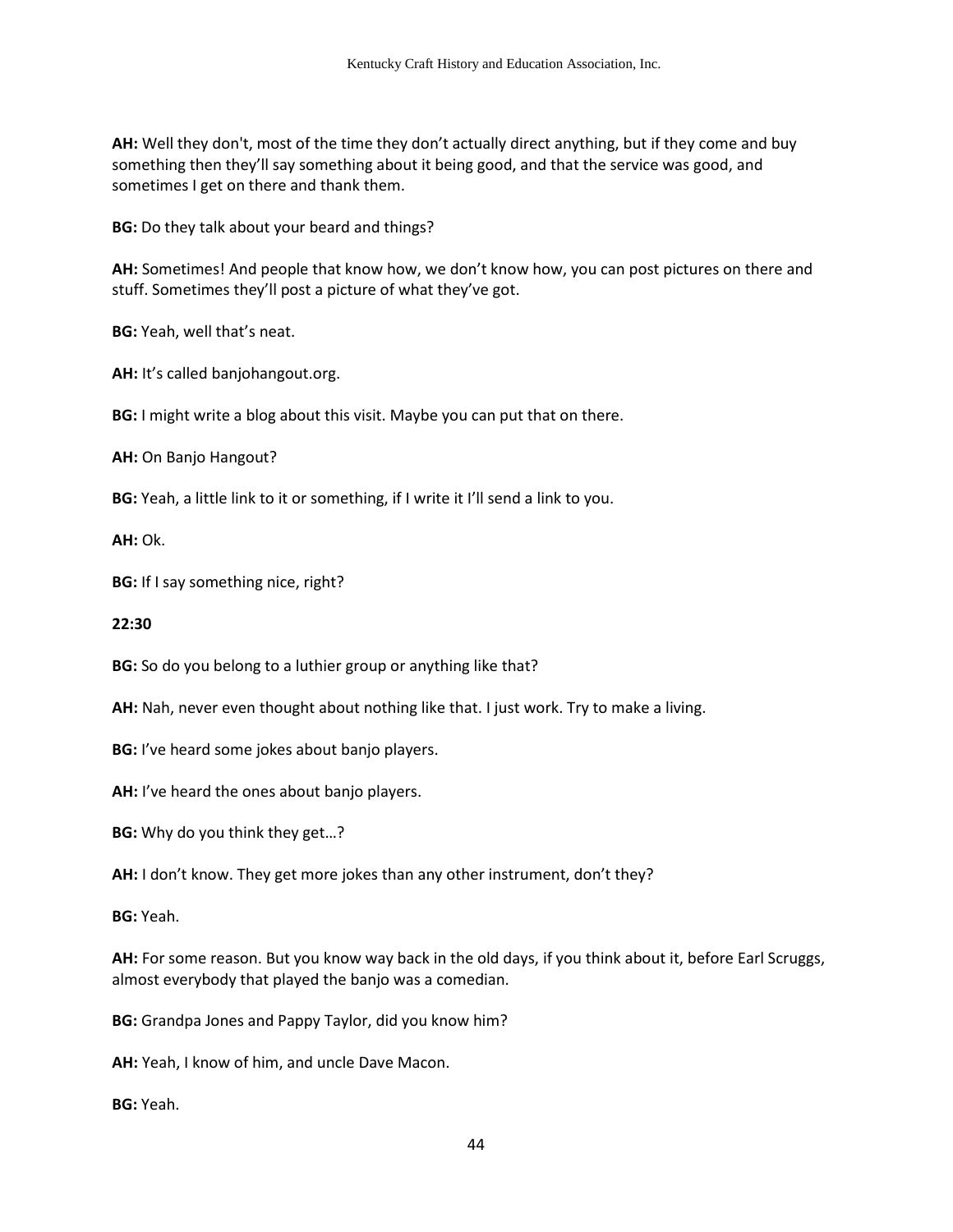**AH:** Well they don't, most of the time they don't actually direct anything, but if they come and buy something then they'll say something about it being good, and that the service was good, and sometimes I get on there and thank them.

**BG:** Do they talk about your beard and things?

**AH:** Sometimes! And people that know how, we don't know how, you can post pictures on there and stuff. Sometimes they'll post a picture of what they've got.

**BG:** Yeah, well that's neat.

**AH:** It's called banjohangout.org.

**BG:** I might write a blog about this visit. Maybe you can put that on there.

**AH:** On Banjo Hangout?

**BG:** Yeah, a little link to it or something, if I write it I'll send a link to you.

**AH:** Ok.

**BG:** If I say something nice, right?

**22:30**

**BG:** So do you belong to a luthier group or anything like that?

**AH:** Nah, never even thought about nothing like that. I just work. Try to make a living.

**BG:** I've heard some jokes about banjo players.

**AH:** I've heard the ones about banjo players.

**BG:** Why do you think they get…?

**AH:** I don't know. They get more jokes than any other instrument, don't they?

**BG:** Yeah.

**AH:** For some reason. But you know way back in the old days, if you think about it, before Earl Scruggs, almost everybody that played the banjo was a comedian.

**BG:** Grandpa Jones and Pappy Taylor, did you know him?

**AH:** Yeah, I know of him, and uncle Dave Macon.

**BG:** Yeah.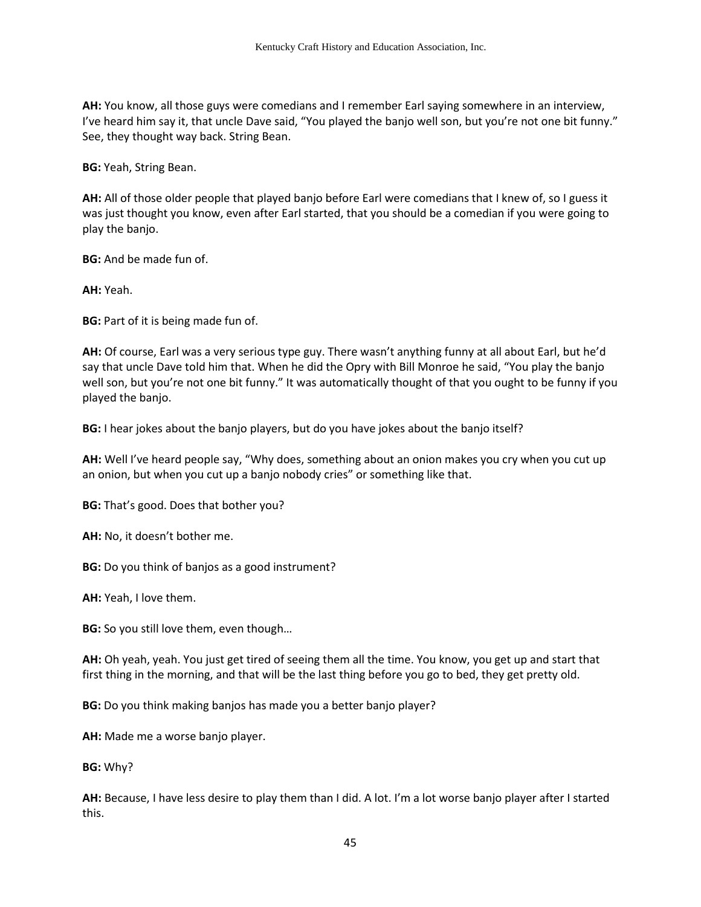**AH:** You know, all those guys were comedians and I remember Earl saying somewhere in an interview, I've heard him say it, that uncle Dave said, "You played the banjo well son, but you're not one bit funny." See, they thought way back. String Bean.

**BG:** Yeah, String Bean.

**AH:** All of those older people that played banjo before Earl were comedians that I knew of, so I guess it was just thought you know, even after Earl started, that you should be a comedian if you were going to play the banjo.

**BG:** And be made fun of.

**AH:** Yeah.

**BG:** Part of it is being made fun of.

**AH:** Of course, Earl was a very serious type guy. There wasn't anything funny at all about Earl, but he'd say that uncle Dave told him that. When he did the Opry with Bill Monroe he said, "You play the banjo well son, but you're not one bit funny." It was automatically thought of that you ought to be funny if you played the banjo.

**BG:** I hear jokes about the banjo players, but do you have jokes about the banjo itself?

**AH:** Well I've heard people say, "Why does, something about an onion makes you cry when you cut up an onion, but when you cut up a banjo nobody cries" or something like that.

**BG:** That's good. Does that bother you?

**AH:** No, it doesn't bother me.

**BG:** Do you think of banjos as a good instrument?

**AH:** Yeah, I love them.

**BG:** So you still love them, even though…

**AH:** Oh yeah, yeah. You just get tired of seeing them all the time. You know, you get up and start that first thing in the morning, and that will be the last thing before you go to bed, they get pretty old.

**BG:** Do you think making banjos has made you a better banjo player?

**AH:** Made me a worse banjo player.

**BG:** Why?

**AH:** Because, I have less desire to play them than I did. A lot. I'm a lot worse banjo player after I started this.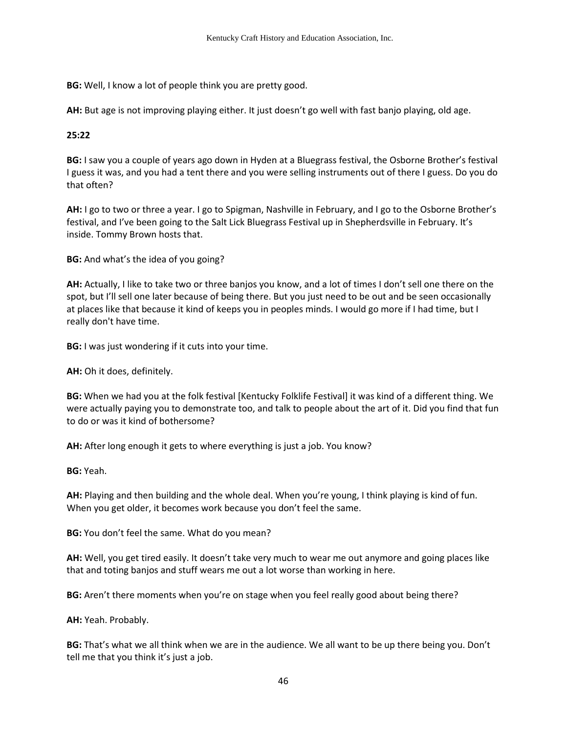**BG:** Well, I know a lot of people think you are pretty good.

**AH:** But age is not improving playing either. It just doesn't go well with fast banjo playing, old age.

**25:22**

**BG:** I saw you a couple of years ago down in Hyden at a Bluegrass festival, the Osborne Brother's festival I guess it was, and you had a tent there and you were selling instruments out of there I guess. Do you do that often?

**AH:** I go to two or three a year. I go to Spigman, Nashville in February, and I go to the Osborne Brother's festival, and I've been going to the Salt Lick Bluegrass Festival up in Shepherdsville in February. It's inside. Tommy Brown hosts that.

**BG:** And what's the idea of you going?

**AH:** Actually, I like to take two or three banjos you know, and a lot of times I don't sell one there on the spot, but I'll sell one later because of being there. But you just need to be out and be seen occasionally at places like that because it kind of keeps you in peoples minds. I would go more if I had time, but I really don't have time.

**BG:** I was just wondering if it cuts into your time.

**AH:** Oh it does, definitely.

**BG:** When we had you at the folk festival [Kentucky Folklife Festival] it was kind of a different thing. We were actually paying you to demonstrate too, and talk to people about the art of it. Did you find that fun to do or was it kind of bothersome?

**AH:** After long enough it gets to where everything is just a job. You know?

**BG:** Yeah.

**AH:** Playing and then building and the whole deal. When you're young, I think playing is kind of fun. When you get older, it becomes work because you don't feel the same.

**BG:** You don't feel the same. What do you mean?

**AH:** Well, you get tired easily. It doesn't take very much to wear me out anymore and going places like that and toting banjos and stuff wears me out a lot worse than working in here.

**BG:** Aren't there moments when you're on stage when you feel really good about being there?

**AH:** Yeah. Probably.

**BG:** That's what we all think when we are in the audience. We all want to be up there being you. Don't tell me that you think it's just a job.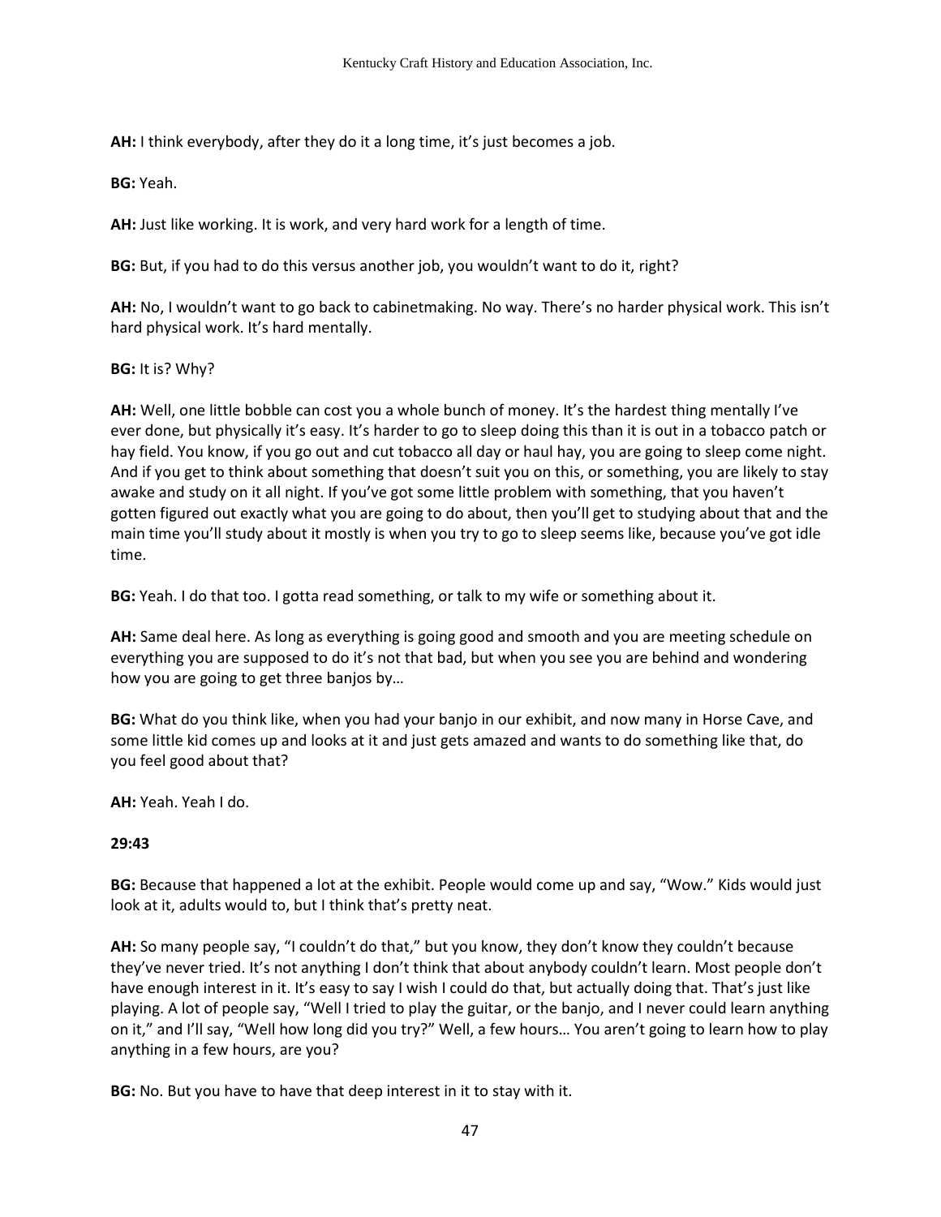**AH:** I think everybody, after they do it a long time, it's just becomes a job.

**BG:** Yeah.

**AH:** Just like working. It is work, and very hard work for a length of time.

**BG:** But, if you had to do this versus another job, you wouldn't want to do it, right?

**AH:** No, I wouldn't want to go back to cabinetmaking. No way. There's no harder physical work. This isn't hard physical work. It's hard mentally.

**BG:** It is? Why?

**AH:** Well, one little bobble can cost you a whole bunch of money. It's the hardest thing mentally I've ever done, but physically it's easy. It's harder to go to sleep doing this than it is out in a tobacco patch or hay field. You know, if you go out and cut tobacco all day or haul hay, you are going to sleep come night. And if you get to think about something that doesn't suit you on this, or something, you are likely to stay awake and study on it all night. If you've got some little problem with something, that you haven't gotten figured out exactly what you are going to do about, then you'll get to studying about that and the main time you'll study about it mostly is when you try to go to sleep seems like, because you've got idle time.

**BG:** Yeah. I do that too. I gotta read something, or talk to my wife or something about it.

**AH:** Same deal here. As long as everything is going good and smooth and you are meeting schedule on everything you are supposed to do it's not that bad, but when you see you are behind and wondering how you are going to get three banjos by…

**BG:** What do you think like, when you had your banjo in our exhibit, and now many in Horse Cave, and some little kid comes up and looks at it and just gets amazed and wants to do something like that, do you feel good about that?

**AH:** Yeah. Yeah I do.

**29:43**

**BG:** Because that happened a lot at the exhibit. People would come up and say, "Wow." Kids would just look at it, adults would to, but I think that's pretty neat.

**AH:** So many people say, "I couldn't do that," but you know, they don't know they couldn't because they've never tried. It's not anything I don't think that about anybody couldn't learn. Most people don't have enough interest in it. It's easy to say I wish I could do that, but actually doing that. That's just like playing. A lot of people say, "Well I tried to play the guitar, or the banjo, and I never could learn anything on it," and I'll say, "Well how long did you try?" Well, a few hours… You aren't going to learn how to play anything in a few hours, are you?

**BG:** No. But you have to have that deep interest in it to stay with it.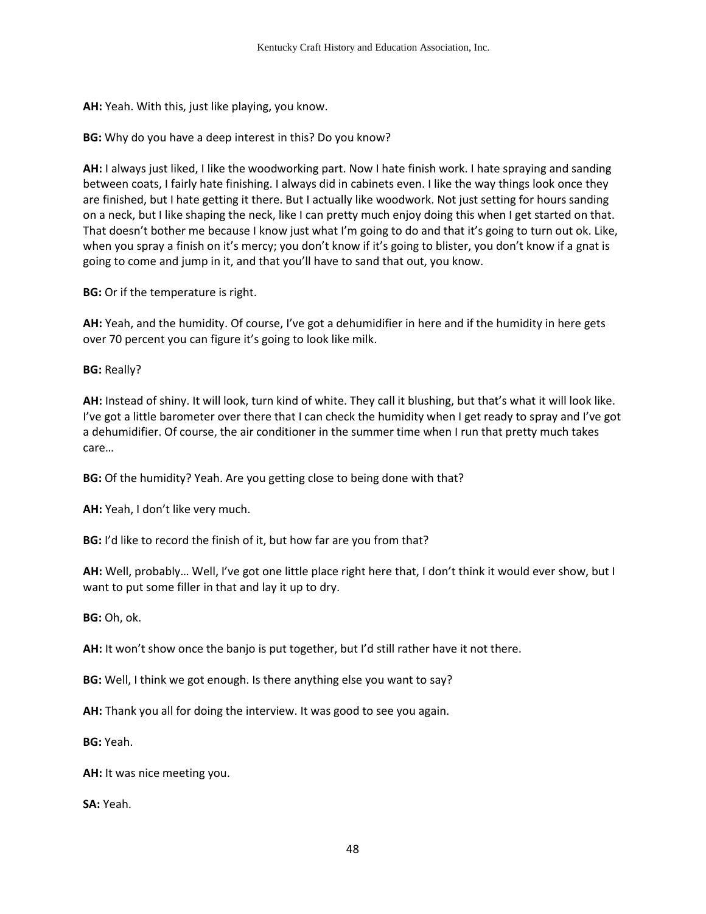**AH:** Yeah. With this, just like playing, you know.

**BG:** Why do you have a deep interest in this? Do you know?

**AH:** I always just liked, I like the woodworking part. Now I hate finish work. I hate spraying and sanding between coats, I fairly hate finishing. I always did in cabinets even. I like the way things look once they are finished, but I hate getting it there. But I actually like woodwork. Not just setting for hours sanding on a neck, but I like shaping the neck, like I can pretty much enjoy doing this when I get started on that. That doesn't bother me because I know just what I'm going to do and that it's going to turn out ok. Like, when you spray a finish on it's mercy; you don't know if it's going to blister, you don't know if a gnat is going to come and jump in it, and that you'll have to sand that out, you know.

**BG:** Or if the temperature is right.

**AH:** Yeah, and the humidity. Of course, I've got a dehumidifier in here and if the humidity in here gets over 70 percent you can figure it's going to look like milk.

**BG:** Really?

**AH:** Instead of shiny. It will look, turn kind of white. They call it blushing, but that's what it will look like. I've got a little barometer over there that I can check the humidity when I get ready to spray and I've got a dehumidifier. Of course, the air conditioner in the summer time when I run that pretty much takes care…

**BG:** Of the humidity? Yeah. Are you getting close to being done with that?

**AH:** Yeah, I don't like very much.

**BG:** I'd like to record the finish of it, but how far are you from that?

**AH:** Well, probably… Well, I've got one little place right here that, I don't think it would ever show, but I want to put some filler in that and lay it up to dry.

**BG:** Oh, ok.

**AH:** It won't show once the banjo is put together, but I'd still rather have it not there.

**BG:** Well, I think we got enough. Is there anything else you want to say?

**AH:** Thank you all for doing the interview. It was good to see you again.

**BG:** Yeah.

**AH:** It was nice meeting you.

**SA:** Yeah.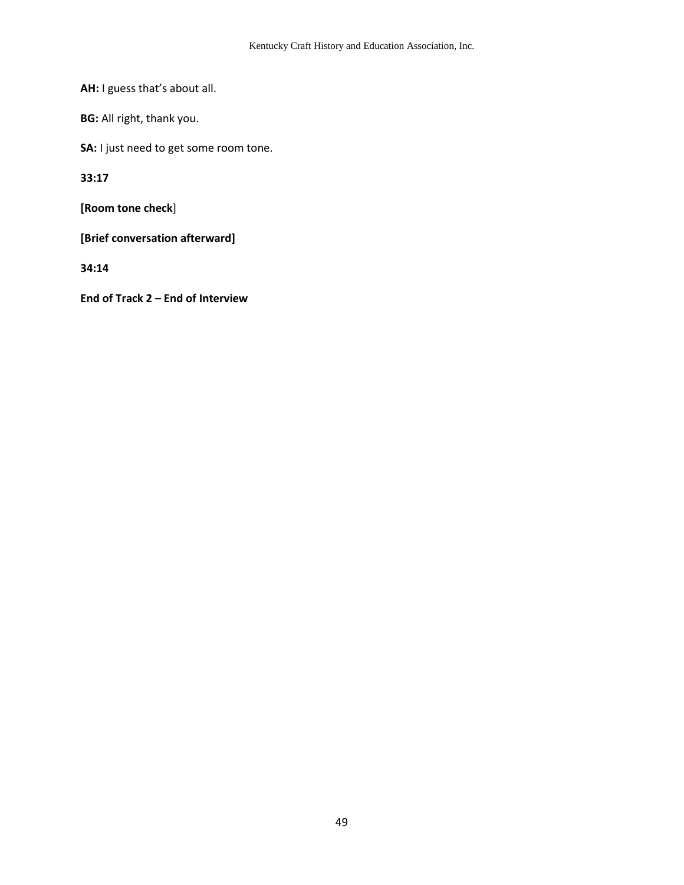**AH:** I guess that's about all.

**BG:** All right, thank you.

**SA:** I just need to get some room tone.

**33:17**

**[Room tone check**]

**[Brief conversation afterward]**

**34:14**

**End of Track 2 – End of Interview**